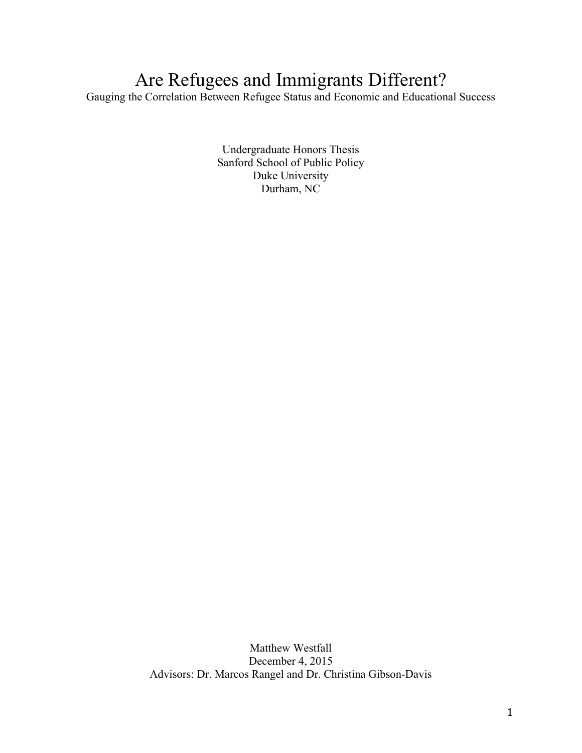# Are Refugees and Immigrants Different?

Gauging the Correlation Between Refugee Status and Economic and Educational Success

Undergraduate Honors Thesis
Sanford School of Public Policy
Duke University
Durham, NC

Matthew Westfall
December 4, 2015
Advisors: Dr. Marcos Rangel and Dr. Christina Gibson-Davis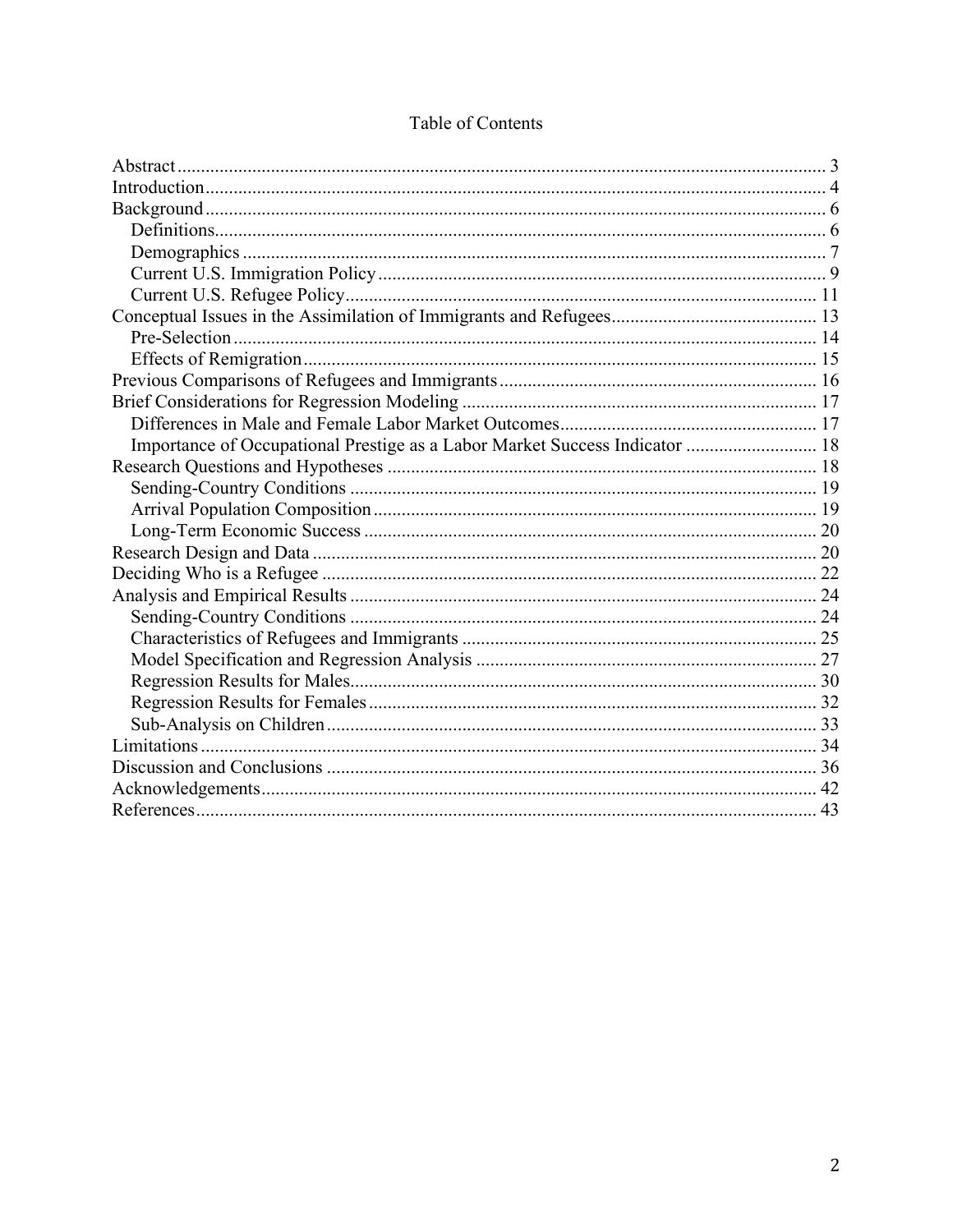# Table of Contents

- Abstract ........ 3
- Introduction ........ 4
- Background ........ 6
  - Definitions ........ 6
  - Demographics ........ 7
  - Current U.S. Immigration Policy ........ 9
  - Current U.S. Refugee Policy ........ 11
- Conceptual Issues in the Assimilation of Immigrants and Refugees ........ 13
  - Pre-Selection ........ 14
  - Effects of Remigration ........ 15
- Previous Comparisons of Refugees and Immigrants ........ 16
- Brief Considerations for Regression Modeling ........ 17
  - Differences in Male and Female Labor Market Outcomes ........ 17
  - Importance of Occupational Prestige as a Labor Market Success Indicator ........ 18
- Research Questions and Hypotheses ........ 18
  - Sending-Country Conditions ........ 19
  - Arrival Population Composition ........ 19
  - Long-Term Economic Success ........ 20
- Research Design and Data ........ 20
- Deciding Who is a Refugee ........ 22
- Analysis and Empirical Results ........ 24
  - Sending-Country Conditions ........ 24
  - Characteristics of Refugees and Immigrants ........ 25
  - Model Specification and Regression Analysis ........ 27
  - Regression Results for Males ........ 30
  - Regression Results for Females ........ 32
  - Sub-Analysis on Children ........ 33
- Limitations ........ 34
- Discussion and Conclusions ........ 36
- Acknowledgements ........ 42
- References ........ 43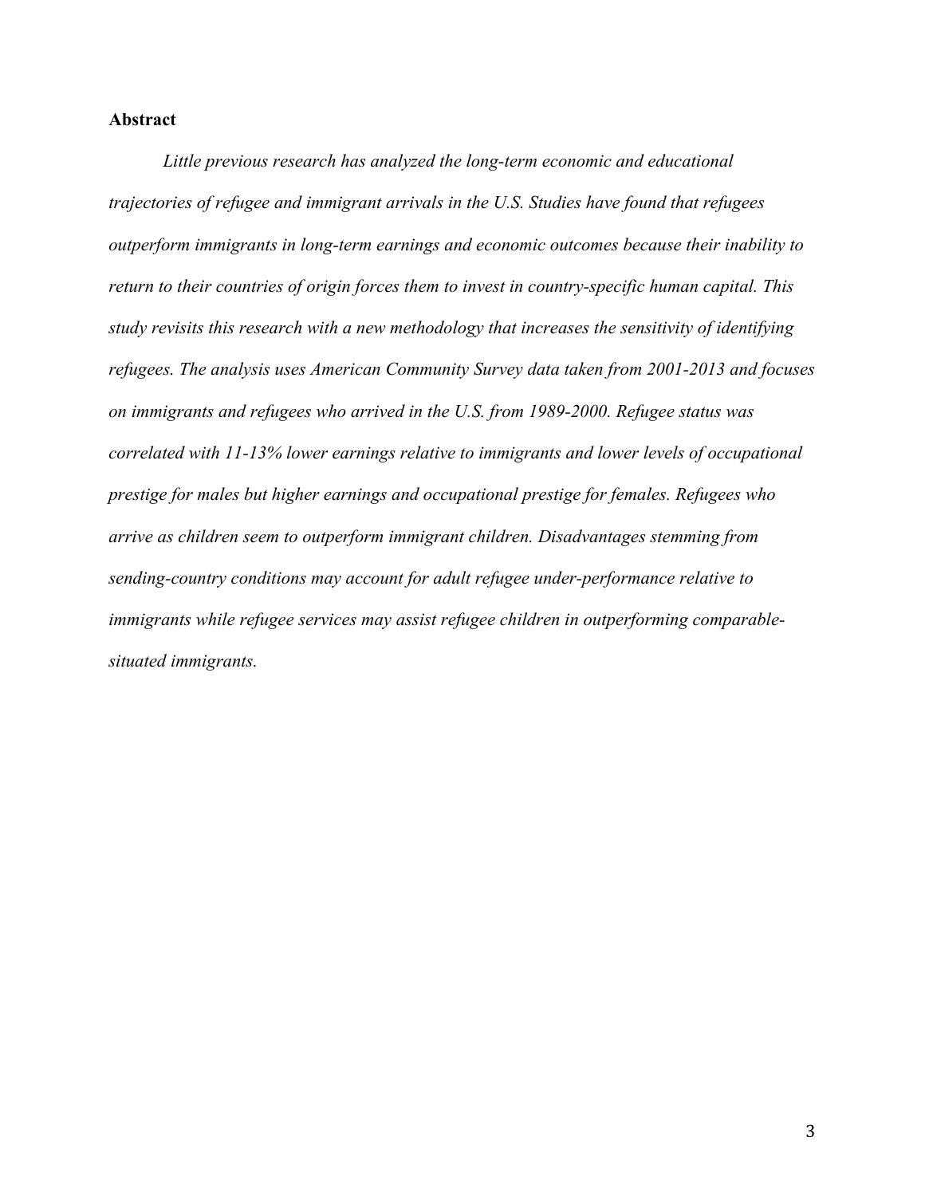**Abstract**

*Little previous research has analyzed the long-term economic and educational trajectories of refugee and immigrant arrivals in the U.S. Studies have found that refugees outperform immigrants in long-term earnings and economic outcomes because their inability to return to their countries of origin forces them to invest in country-specific human capital. This study revisits this research with a new methodology that increases the sensitivity of identifying refugees. The analysis uses American Community Survey data taken from 2001-2013 and focuses on immigrants and refugees who arrived in the U.S. from 1989-2000. Refugee status was correlated with 11-13% lower earnings relative to immigrants and lower levels of occupational prestige for males but higher earnings and occupational prestige for females. Refugees who arrive as children seem to outperform immigrant children. Disadvantages stemming from sending-country conditions may account for adult refugee under-performance relative to immigrants while refugee services may assist refugee children in outperforming comparable-situated immigrants.*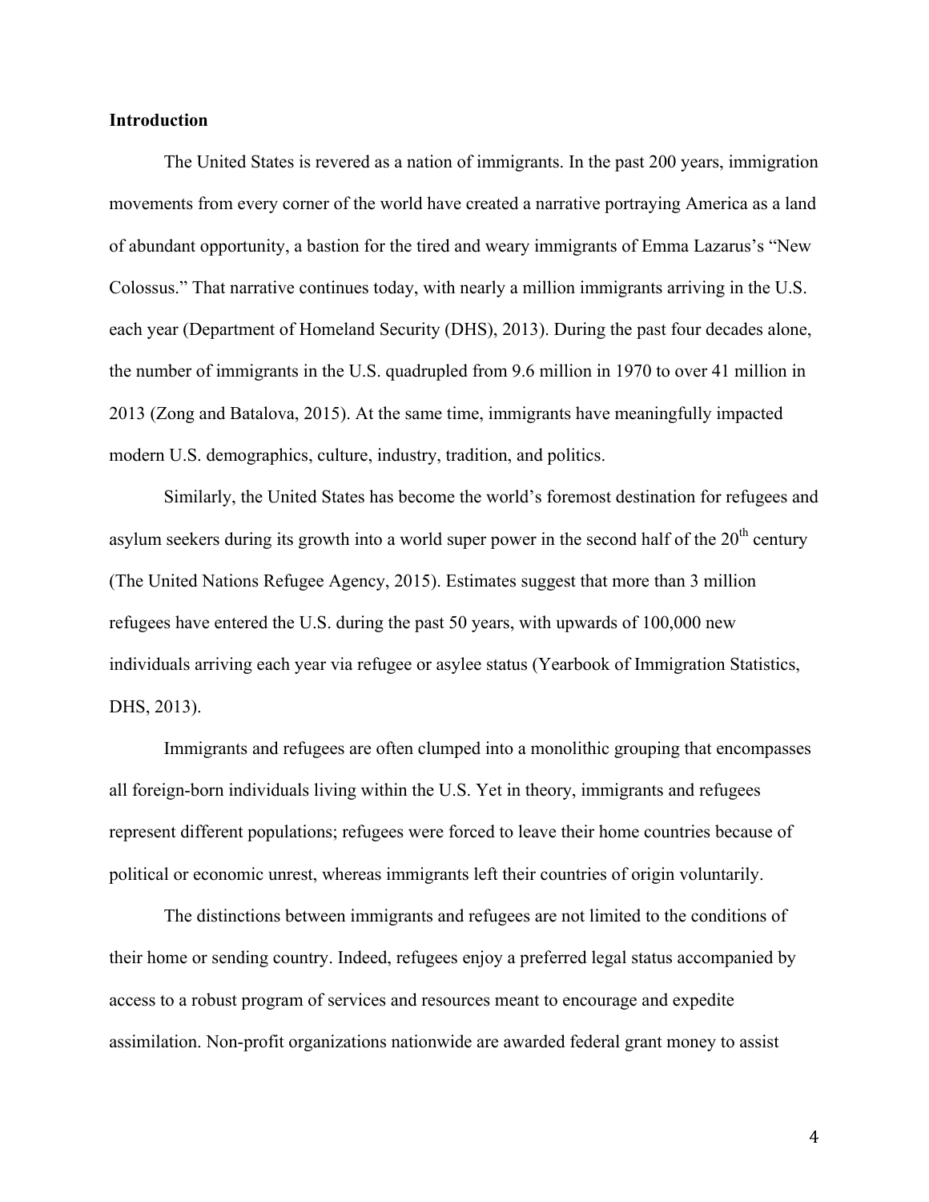**Introduction**

The United States is revered as a nation of immigrants. In the past 200 years, immigration movements from every corner of the world have created a narrative portraying America as a land of abundant opportunity, a bastion for the tired and weary immigrants of Emma Lazarus's "New Colossus." That narrative continues today, with nearly a million immigrants arriving in the U.S. each year (Department of Homeland Security (DHS), 2013). During the past four decades alone, the number of immigrants in the U.S. quadrupled from 9.6 million in 1970 to over 41 million in 2013 (Zong and Batalova, 2015). At the same time, immigrants have meaningfully impacted modern U.S. demographics, culture, industry, tradition, and politics.

Similarly, the United States has become the world's foremost destination for refugees and asylum seekers during its growth into a world super power in the second half of the 20th century (The United Nations Refugee Agency, 2015). Estimates suggest that more than 3 million refugees have entered the U.S. during the past 50 years, with upwards of 100,000 new individuals arriving each year via refugee or asylee status (Yearbook of Immigration Statistics, DHS, 2013).

Immigrants and refugees are often clumped into a monolithic grouping that encompasses all foreign-born individuals living within the U.S. Yet in theory, immigrants and refugees represent different populations; refugees were forced to leave their home countries because of political or economic unrest, whereas immigrants left their countries of origin voluntarily.

The distinctions between immigrants and refugees are not limited to the conditions of their home or sending country. Indeed, refugees enjoy a preferred legal status accompanied by access to a robust program of services and resources meant to encourage and expedite assimilation. Non-profit organizations nationwide are awarded federal grant money to assist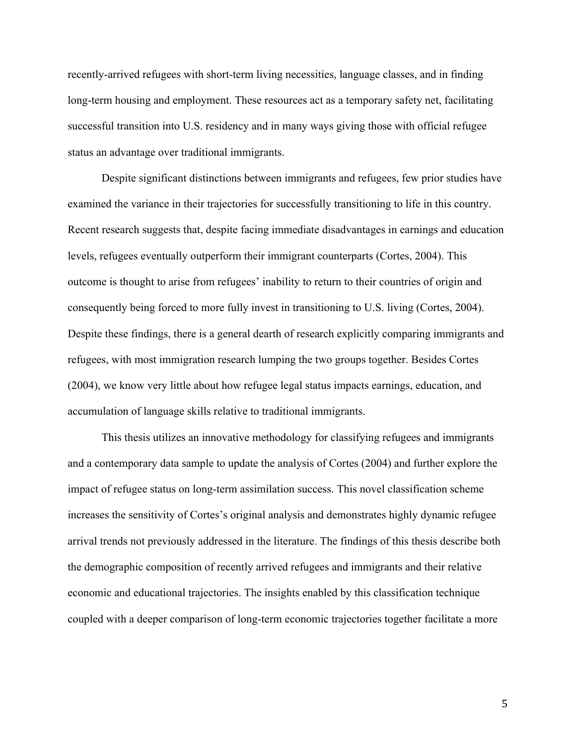recently-arrived refugees with short-term living necessities, language classes, and in finding long-term housing and employment. These resources act as a temporary safety net, facilitating successful transition into U.S. residency and in many ways giving those with official refugee status an advantage over traditional immigrants.

Despite significant distinctions between immigrants and refugees, few prior studies have examined the variance in their trajectories for successfully transitioning to life in this country. Recent research suggests that, despite facing immediate disadvantages in earnings and education levels, refugees eventually outperform their immigrant counterparts (Cortes, 2004). This outcome is thought to arise from refugees' inability to return to their countries of origin and consequently being forced to more fully invest in transitioning to U.S. living (Cortes, 2004). Despite these findings, there is a general dearth of research explicitly comparing immigrants and refugees, with most immigration research lumping the two groups together. Besides Cortes (2004), we know very little about how refugee legal status impacts earnings, education, and accumulation of language skills relative to traditional immigrants.

This thesis utilizes an innovative methodology for classifying refugees and immigrants and a contemporary data sample to update the analysis of Cortes (2004) and further explore the impact of refugee status on long-term assimilation success. This novel classification scheme increases the sensitivity of Cortes's original analysis and demonstrates highly dynamic refugee arrival trends not previously addressed in the literature. The findings of this thesis describe both the demographic composition of recently arrived refugees and immigrants and their relative economic and educational trajectories. The insights enabled by this classification technique coupled with a deeper comparison of long-term economic trajectories together facilitate a more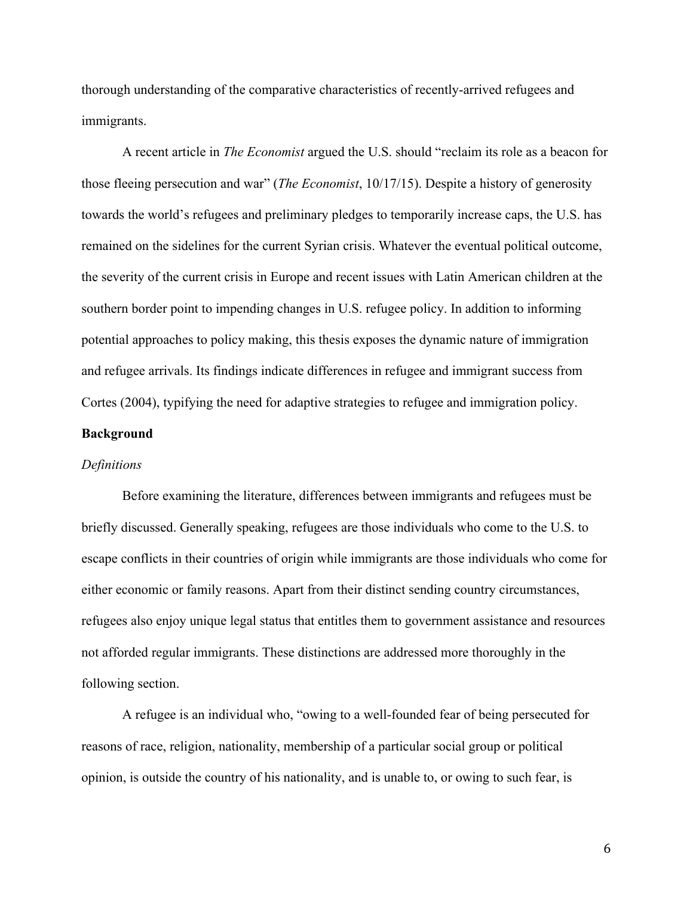thorough understanding of the comparative characteristics of recently-arrived refugees and immigrants.

A recent article in *The Economist* argued the U.S. should "reclaim its role as a beacon for those fleeing persecution and war" (*The Economist*, 10/17/15). Despite a history of generosity towards the world's refugees and preliminary pledges to temporarily increase caps, the U.S. has remained on the sidelines for the current Syrian crisis. Whatever the eventual political outcome, the severity of the current crisis in Europe and recent issues with Latin American children at the southern border point to impending changes in U.S. refugee policy. In addition to informing potential approaches to policy making, this thesis exposes the dynamic nature of immigration and refugee arrivals. Its findings indicate differences in refugee and immigrant success from Cortes (2004), typifying the need for adaptive strategies to refugee and immigration policy.

## Background

### *Definitions*

Before examining the literature, differences between immigrants and refugees must be briefly discussed. Generally speaking, refugees are those individuals who come to the U.S. to escape conflicts in their countries of origin while immigrants are those individuals who come for either economic or family reasons. Apart from their distinct sending country circumstances, refugees also enjoy unique legal status that entitles them to government assistance and resources not afforded regular immigrants. These distinctions are addressed more thoroughly in the following section.

A refugee is an individual who, "owing to a well-founded fear of being persecuted for reasons of race, religion, nationality, membership of a particular social group or political opinion, is outside the country of his nationality, and is unable to, or owing to such fear, is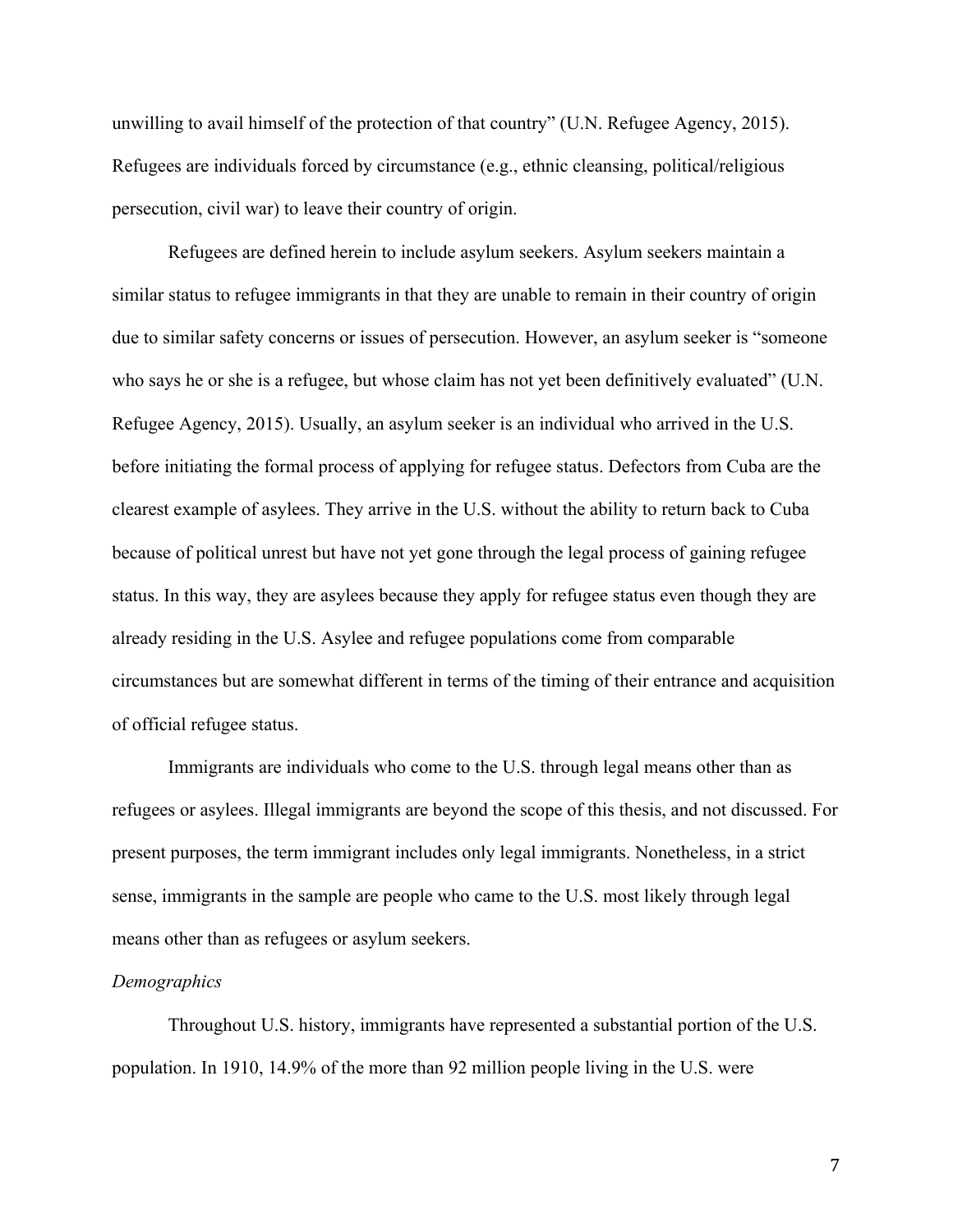unwilling to avail himself of the protection of that country" (U.N. Refugee Agency, 2015). Refugees are individuals forced by circumstance (e.g., ethnic cleansing, political/religious persecution, civil war) to leave their country of origin.

Refugees are defined herein to include asylum seekers. Asylum seekers maintain a similar status to refugee immigrants in that they are unable to remain in their country of origin due to similar safety concerns or issues of persecution. However, an asylum seeker is "someone who says he or she is a refugee, but whose claim has not yet been definitively evaluated" (U.N. Refugee Agency, 2015). Usually, an asylum seeker is an individual who arrived in the U.S. before initiating the formal process of applying for refugee status. Defectors from Cuba are the clearest example of asylees. They arrive in the U.S. without the ability to return back to Cuba because of political unrest but have not yet gone through the legal process of gaining refugee status. In this way, they are asylees because they apply for refugee status even though they are already residing in the U.S. Asylee and refugee populations come from comparable circumstances but are somewhat different in terms of the timing of their entrance and acquisition of official refugee status.

Immigrants are individuals who come to the U.S. through legal means other than as refugees or asylees. Illegal immigrants are beyond the scope of this thesis, and not discussed. For present purposes, the term immigrant includes only legal immigrants. Nonetheless, in a strict sense, immigrants in the sample are people who came to the U.S. most likely through legal means other than as refugees or asylum seekers.

*Demographics*

Throughout U.S. history, immigrants have represented a substantial portion of the U.S. population. In 1910, 14.9% of the more than 92 million people living in the U.S. were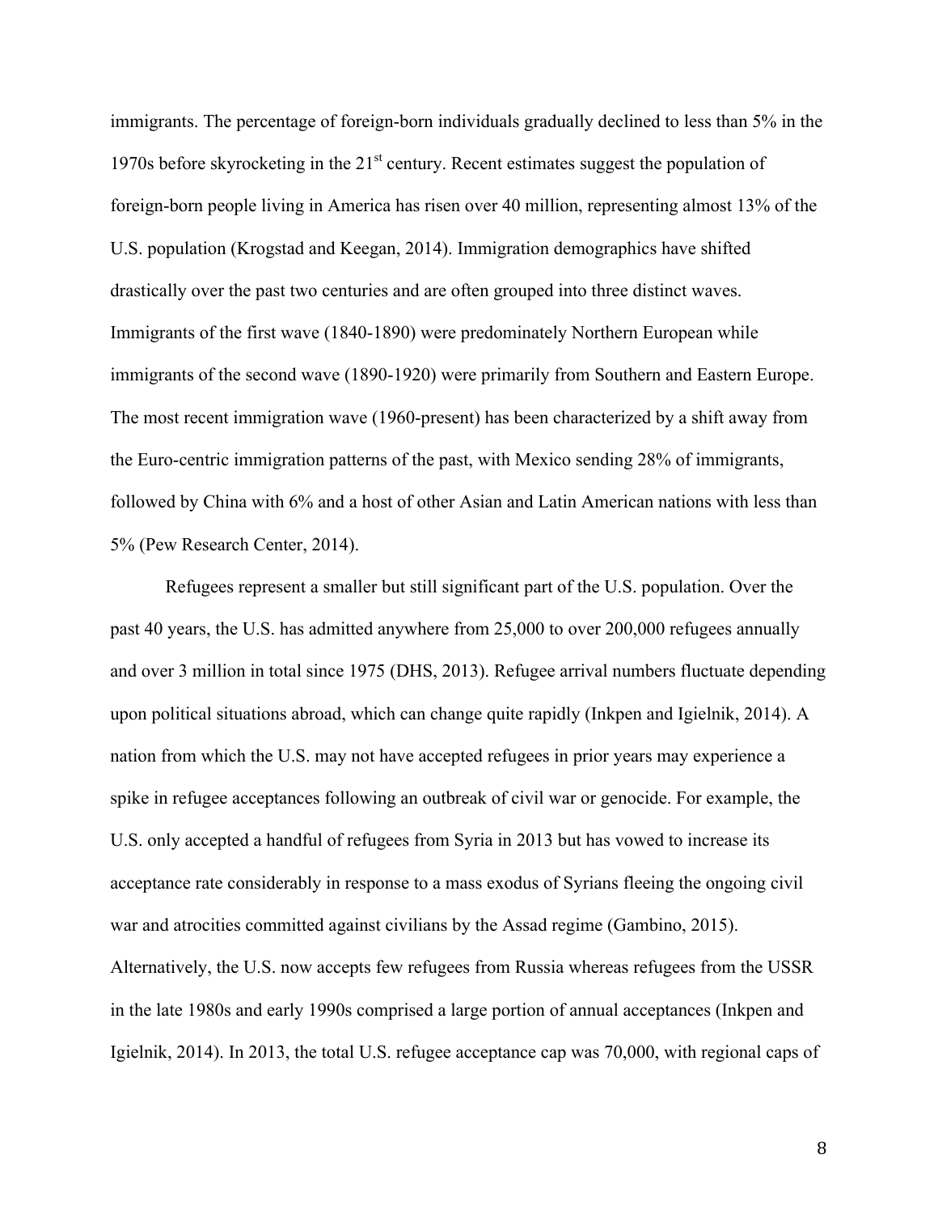immigrants. The percentage of foreign-born individuals gradually declined to less than 5% in the 1970s before skyrocketing in the 21st century. Recent estimates suggest the population of foreign-born people living in America has risen over 40 million, representing almost 13% of the U.S. population (Krogstad and Keegan, 2014). Immigration demographics have shifted drastically over the past two centuries and are often grouped into three distinct waves. Immigrants of the first wave (1840-1890) were predominately Northern European while immigrants of the second wave (1890-1920) were primarily from Southern and Eastern Europe. The most recent immigration wave (1960-present) has been characterized by a shift away from the Euro-centric immigration patterns of the past, with Mexico sending 28% of immigrants, followed by China with 6% and a host of other Asian and Latin American nations with less than 5% (Pew Research Center, 2014).

Refugees represent a smaller but still significant part of the U.S. population. Over the past 40 years, the U.S. has admitted anywhere from 25,000 to over 200,000 refugees annually and over 3 million in total since 1975 (DHS, 2013). Refugee arrival numbers fluctuate depending upon political situations abroad, which can change quite rapidly (Inkpen and Igielnik, 2014). A nation from which the U.S. may not have accepted refugees in prior years may experience a spike in refugee acceptances following an outbreak of civil war or genocide. For example, the U.S. only accepted a handful of refugees from Syria in 2013 but has vowed to increase its acceptance rate considerably in response to a mass exodus of Syrians fleeing the ongoing civil war and atrocities committed against civilians by the Assad regime (Gambino, 2015). Alternatively, the U.S. now accepts few refugees from Russia whereas refugees from the USSR in the late 1980s and early 1990s comprised a large portion of annual acceptances (Inkpen and Igielnik, 2014). In 2013, the total U.S. refugee acceptance cap was 70,000, with regional caps of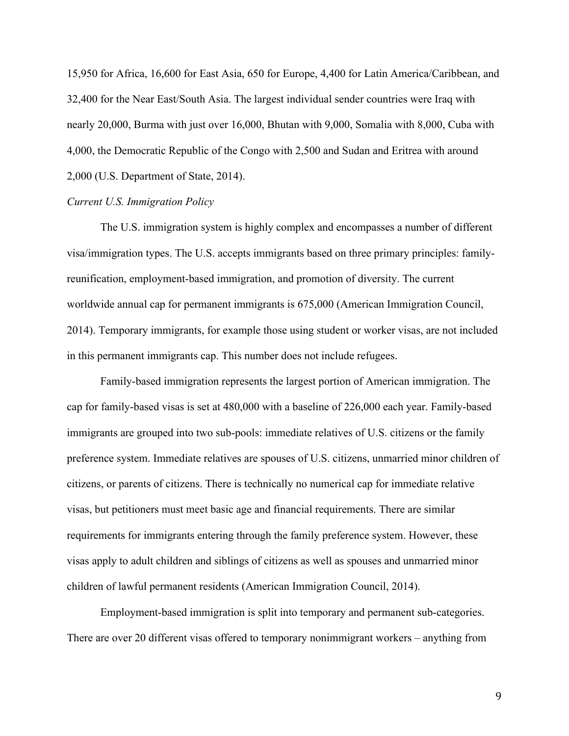15,950 for Africa, 16,600 for East Asia, 650 for Europe, 4,400 for Latin America/Caribbean, and 32,400 for the Near East/South Asia. The largest individual sender countries were Iraq with nearly 20,000, Burma with just over 16,000, Bhutan with 9,000, Somalia with 8,000, Cuba with 4,000, the Democratic Republic of the Congo with 2,500 and Sudan and Eritrea with around 2,000 (U.S. Department of State, 2014).

*Current U.S. Immigration Policy*

The U.S. immigration system is highly complex and encompasses a number of different visa/immigration types. The U.S. accepts immigrants based on three primary principles: family-reunification, employment-based immigration, and promotion of diversity. The current worldwide annual cap for permanent immigrants is 675,000 (American Immigration Council, 2014). Temporary immigrants, for example those using student or worker visas, are not included in this permanent immigrants cap. This number does not include refugees.

Family-based immigration represents the largest portion of American immigration. The cap for family-based visas is set at 480,000 with a baseline of 226,000 each year. Family-based immigrants are grouped into two sub-pools: immediate relatives of U.S. citizens or the family preference system. Immediate relatives are spouses of U.S. citizens, unmarried minor children of citizens, or parents of citizens. There is technically no numerical cap for immediate relative visas, but petitioners must meet basic age and financial requirements. There are similar requirements for immigrants entering through the family preference system. However, these visas apply to adult children and siblings of citizens as well as spouses and unmarried minor children of lawful permanent residents (American Immigration Council, 2014).

Employment-based immigration is split into temporary and permanent sub-categories. There are over 20 different visas offered to temporary nonimmigrant workers – anything from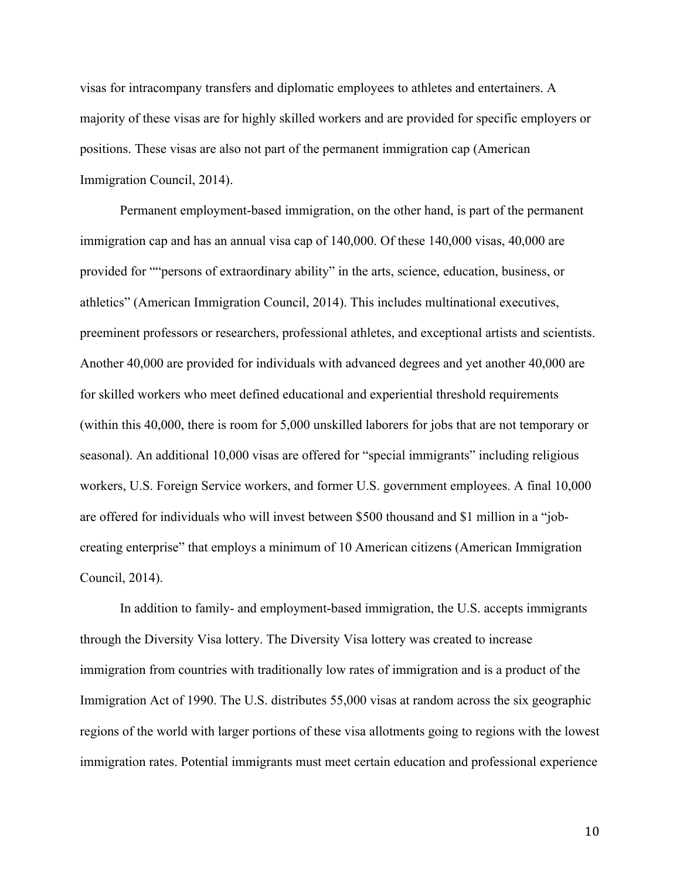visas for intracompany transfers and diplomatic employees to athletes and entertainers. A majority of these visas are for highly skilled workers and are provided for specific employers or positions. These visas are also not part of the permanent immigration cap (American Immigration Council, 2014).

Permanent employment-based immigration, on the other hand, is part of the permanent immigration cap and has an annual visa cap of 140,000. Of these 140,000 visas, 40,000 are provided for ""persons of extraordinary ability" in the arts, science, education, business, or athletics" (American Immigration Council, 2014). This includes multinational executives, preeminent professors or researchers, professional athletes, and exceptional artists and scientists. Another 40,000 are provided for individuals with advanced degrees and yet another 40,000 are for skilled workers who meet defined educational and experiential threshold requirements (within this 40,000, there is room for 5,000 unskilled laborers for jobs that are not temporary or seasonal). An additional 10,000 visas are offered for "special immigrants" including religious workers, U.S. Foreign Service workers, and former U.S. government employees. A final 10,000 are offered for individuals who will invest between $500 thousand and $1 million in a "job-creating enterprise" that employs a minimum of 10 American citizens (American Immigration Council, 2014).

In addition to family- and employment-based immigration, the U.S. accepts immigrants through the Diversity Visa lottery. The Diversity Visa lottery was created to increase immigration from countries with traditionally low rates of immigration and is a product of the Immigration Act of 1990. The U.S. distributes 55,000 visas at random across the six geographic regions of the world with larger portions of these visa allotments going to regions with the lowest immigration rates. Potential immigrants must meet certain education and professional experience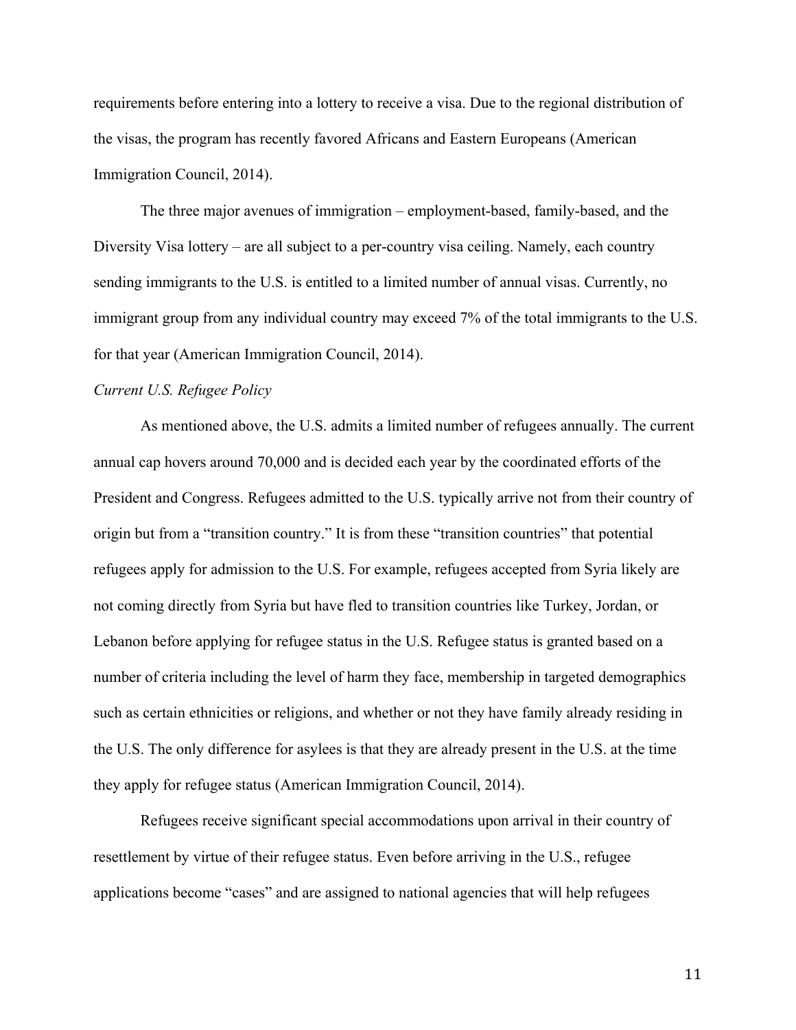requirements before entering into a lottery to receive a visa. Due to the regional distribution of the visas, the program has recently favored Africans and Eastern Europeans (American Immigration Council, 2014).

The three major avenues of immigration – employment-based, family-based, and the Diversity Visa lottery – are all subject to a per-country visa ceiling. Namely, each country sending immigrants to the U.S. is entitled to a limited number of annual visas. Currently, no immigrant group from any individual country may exceed 7% of the total immigrants to the U.S. for that year (American Immigration Council, 2014).

*Current U.S. Refugee Policy*

As mentioned above, the U.S. admits a limited number of refugees annually. The current annual cap hovers around 70,000 and is decided each year by the coordinated efforts of the President and Congress. Refugees admitted to the U.S. typically arrive not from their country of origin but from a "transition country." It is from these "transition countries" that potential refugees apply for admission to the U.S. For example, refugees accepted from Syria likely are not coming directly from Syria but have fled to transition countries like Turkey, Jordan, or Lebanon before applying for refugee status in the U.S. Refugee status is granted based on a number of criteria including the level of harm they face, membership in targeted demographics such as certain ethnicities or religions, and whether or not they have family already residing in the U.S. The only difference for asylees is that they are already present in the U.S. at the time they apply for refugee status (American Immigration Council, 2014).

Refugees receive significant special accommodations upon arrival in their country of resettlement by virtue of their refugee status. Even before arriving in the U.S., refugee applications become "cases" and are assigned to national agencies that will help refugees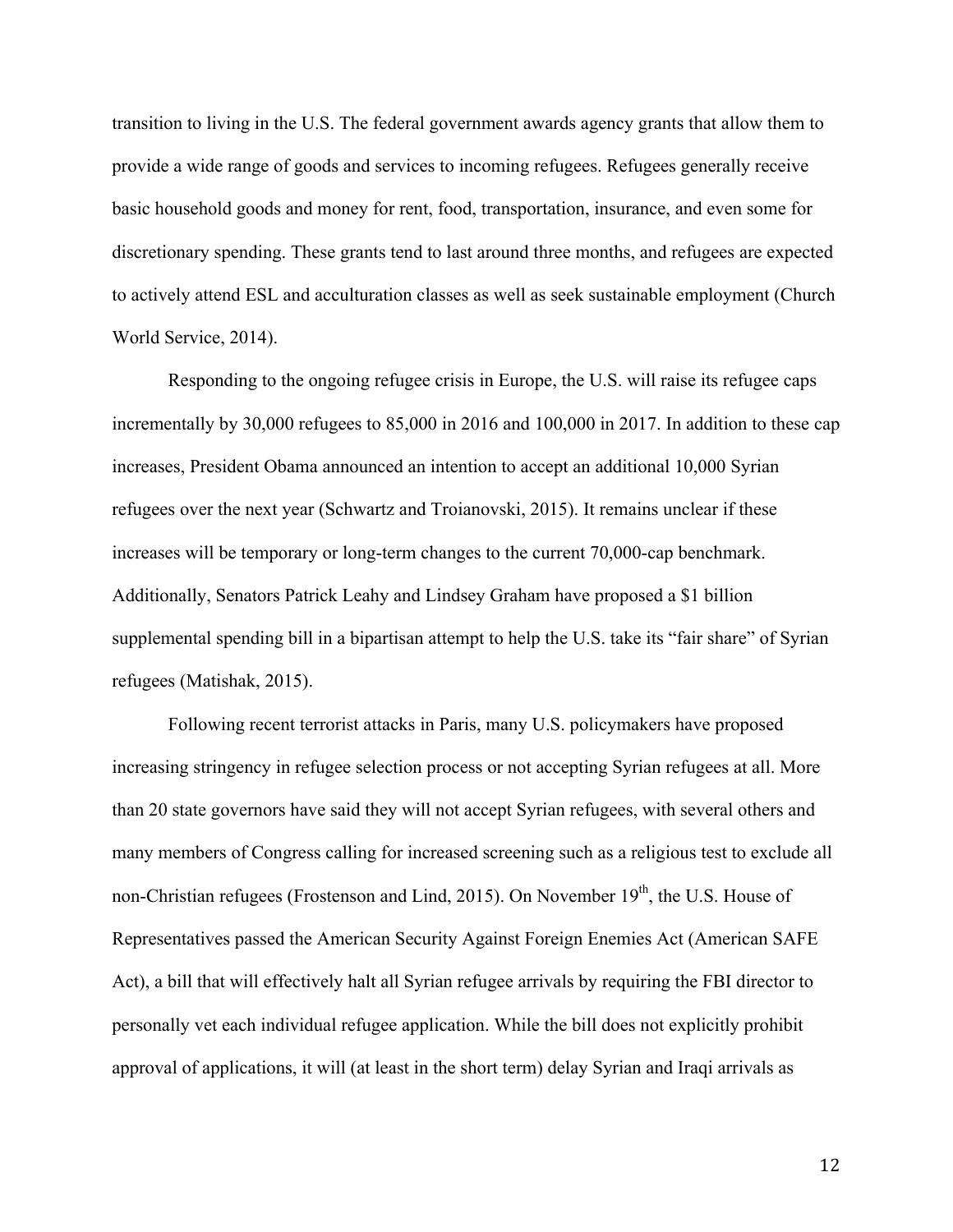transition to living in the U.S. The federal government awards agency grants that allow them to provide a wide range of goods and services to incoming refugees. Refugees generally receive basic household goods and money for rent, food, transportation, insurance, and even some for discretionary spending. These grants tend to last around three months, and refugees are expected to actively attend ESL and acculturation classes as well as seek sustainable employment (Church World Service, 2014).

Responding to the ongoing refugee crisis in Europe, the U.S. will raise its refugee caps incrementally by 30,000 refugees to 85,000 in 2016 and 100,000 in 2017. In addition to these cap increases, President Obama announced an intention to accept an additional 10,000 Syrian refugees over the next year (Schwartz and Troianovski, 2015). It remains unclear if these increases will be temporary or long-term changes to the current 70,000-cap benchmark. Additionally, Senators Patrick Leahy and Lindsey Graham have proposed a $1 billion supplemental spending bill in a bipartisan attempt to help the U.S. take its "fair share" of Syrian refugees (Matishak, 2015).

Following recent terrorist attacks in Paris, many U.S. policymakers have proposed increasing stringency in refugee selection process or not accepting Syrian refugees at all. More than 20 state governors have said they will not accept Syrian refugees, with several others and many members of Congress calling for increased screening such as a religious test to exclude all non-Christian refugees (Frostenson and Lind, 2015). On November 19th, the U.S. House of Representatives passed the American Security Against Foreign Enemies Act (American SAFE Act), a bill that will effectively halt all Syrian refugee arrivals by requiring the FBI director to personally vet each individual refugee application. While the bill does not explicitly prohibit approval of applications, it will (at least in the short term) delay Syrian and Iraqi arrivals as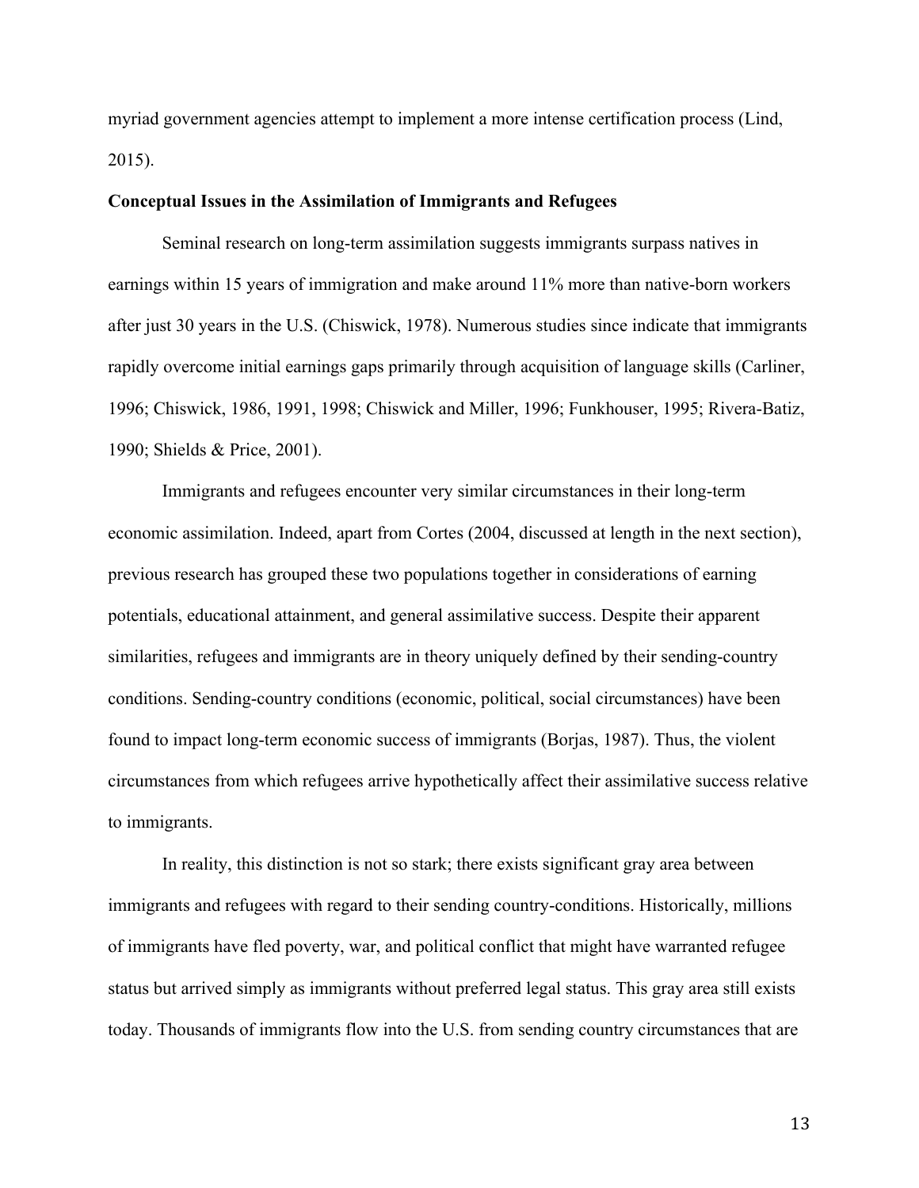myriad government agencies attempt to implement a more intense certification process (Lind, 2015).

**Conceptual Issues in the Assimilation of Immigrants and Refugees**

Seminal research on long-term assimilation suggests immigrants surpass natives in earnings within 15 years of immigration and make around 11% more than native-born workers after just 30 years in the U.S. (Chiswick, 1978). Numerous studies since indicate that immigrants rapidly overcome initial earnings gaps primarily through acquisition of language skills (Carliner, 1996; Chiswick, 1986, 1991, 1998; Chiswick and Miller, 1996; Funkhouser, 1995; Rivera-Batiz, 1990; Shields & Price, 2001).

Immigrants and refugees encounter very similar circumstances in their long-term economic assimilation. Indeed, apart from Cortes (2004, discussed at length in the next section), previous research has grouped these two populations together in considerations of earning potentials, educational attainment, and general assimilative success. Despite their apparent similarities, refugees and immigrants are in theory uniquely defined by their sending-country conditions. Sending-country conditions (economic, political, social circumstances) have been found to impact long-term economic success of immigrants (Borjas, 1987). Thus, the violent circumstances from which refugees arrive hypothetically affect their assimilative success relative to immigrants.

In reality, this distinction is not so stark; there exists significant gray area between immigrants and refugees with regard to their sending country-conditions. Historically, millions of immigrants have fled poverty, war, and political conflict that might have warranted refugee status but arrived simply as immigrants without preferred legal status. This gray area still exists today. Thousands of immigrants flow into the U.S. from sending country circumstances that are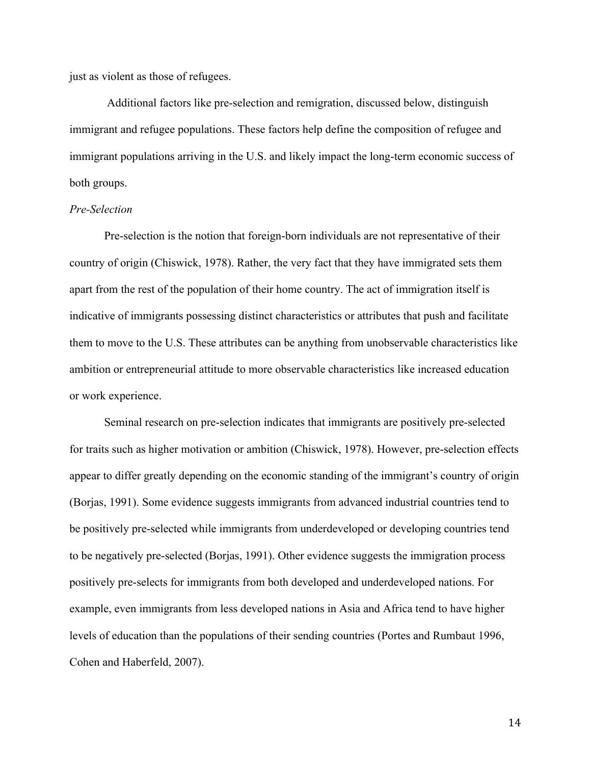just as violent as those of refugees.

Additional factors like pre-selection and remigration, discussed below, distinguish immigrant and refugee populations. These factors help define the composition of refugee and immigrant populations arriving in the U.S. and likely impact the long-term economic success of both groups.

*Pre-Selection*

Pre-selection is the notion that foreign-born individuals are not representative of their country of origin (Chiswick, 1978). Rather, the very fact that they have immigrated sets them apart from the rest of the population of their home country. The act of immigration itself is indicative of immigrants possessing distinct characteristics or attributes that push and facilitate them to move to the U.S. These attributes can be anything from unobservable characteristics like ambition or entrepreneurial attitude to more observable characteristics like increased education or work experience.

Seminal research on pre-selection indicates that immigrants are positively pre-selected for traits such as higher motivation or ambition (Chiswick, 1978). However, pre-selection effects appear to differ greatly depending on the economic standing of the immigrant's country of origin (Borjas, 1991). Some evidence suggests immigrants from advanced industrial countries tend to be positively pre-selected while immigrants from underdeveloped or developing countries tend to be negatively pre-selected (Borjas, 1991). Other evidence suggests the immigration process positively pre-selects for immigrants from both developed and underdeveloped nations. For example, even immigrants from less developed nations in Asia and Africa tend to have higher levels of education than the populations of their sending countries (Portes and Rumbaut 1996, Cohen and Haberfeld, 2007).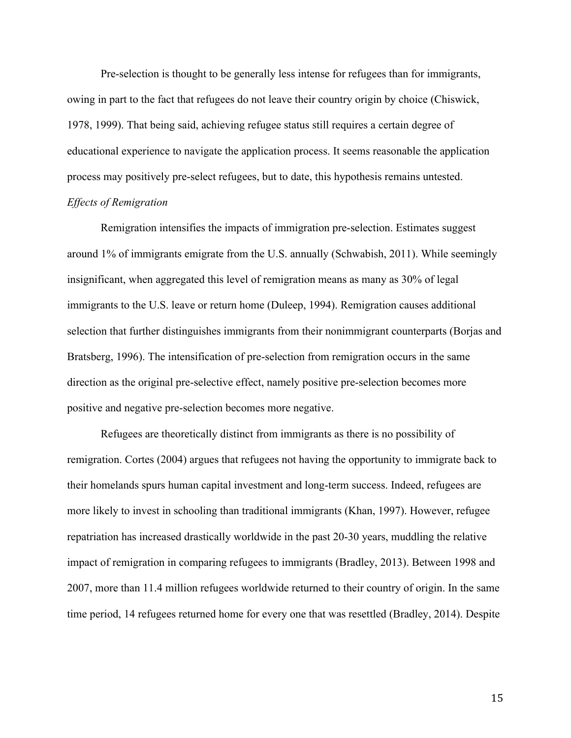Pre-selection is thought to be generally less intense for refugees than for immigrants, owing in part to the fact that refugees do not leave their country origin by choice (Chiswick, 1978, 1999). That being said, achieving refugee status still requires a certain degree of educational experience to navigate the application process. It seems reasonable the application process may positively pre-select refugees, but to date, this hypothesis remains untested.

*Effects of Remigration*

Remigration intensifies the impacts of immigration pre-selection. Estimates suggest around 1% of immigrants emigrate from the U.S. annually (Schwabish, 2011). While seemingly insignificant, when aggregated this level of remigration means as many as 30% of legal immigrants to the U.S. leave or return home (Duleep, 1994). Remigration causes additional selection that further distinguishes immigrants from their nonimmigrant counterparts (Borjas and Bratsberg, 1996). The intensification of pre-selection from remigration occurs in the same direction as the original pre-selective effect, namely positive pre-selection becomes more positive and negative pre-selection becomes more negative.

Refugees are theoretically distinct from immigrants as there is no possibility of remigration. Cortes (2004) argues that refugees not having the opportunity to immigrate back to their homelands spurs human capital investment and long-term success. Indeed, refugees are more likely to invest in schooling than traditional immigrants (Khan, 1997). However, refugee repatriation has increased drastically worldwide in the past 20-30 years, muddling the relative impact of remigration in comparing refugees to immigrants (Bradley, 2013). Between 1998 and 2007, more than 11.4 million refugees worldwide returned to their country of origin. In the same time period, 14 refugees returned home for every one that was resettled (Bradley, 2014). Despite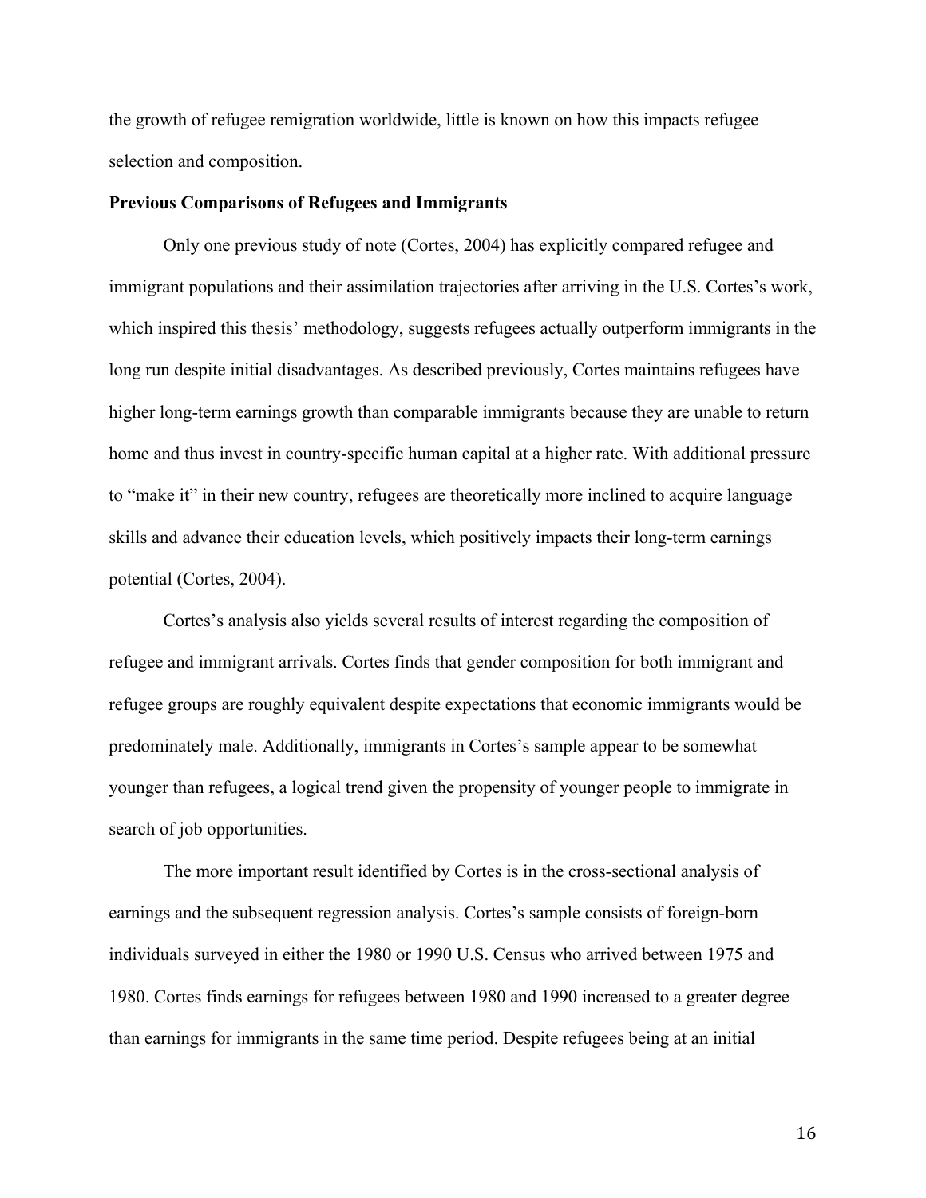the growth of refugee remigration worldwide, little is known on how this impacts refugee selection and composition.

### Previous Comparisons of Refugees and Immigrants

Only one previous study of note (Cortes, 2004) has explicitly compared refugee and immigrant populations and their assimilation trajectories after arriving in the U.S. Cortes's work, which inspired this thesis' methodology, suggests refugees actually outperform immigrants in the long run despite initial disadvantages. As described previously, Cortes maintains refugees have higher long-term earnings growth than comparable immigrants because they are unable to return home and thus invest in country-specific human capital at a higher rate. With additional pressure to "make it" in their new country, refugees are theoretically more inclined to acquire language skills and advance their education levels, which positively impacts their long-term earnings potential (Cortes, 2004).

Cortes's analysis also yields several results of interest regarding the composition of refugee and immigrant arrivals. Cortes finds that gender composition for both immigrant and refugee groups are roughly equivalent despite expectations that economic immigrants would be predominately male. Additionally, immigrants in Cortes's sample appear to be somewhat younger than refugees, a logical trend given the propensity of younger people to immigrate in search of job opportunities.

The more important result identified by Cortes is in the cross-sectional analysis of earnings and the subsequent regression analysis. Cortes's sample consists of foreign-born individuals surveyed in either the 1980 or 1990 U.S. Census who arrived between 1975 and 1980. Cortes finds earnings for refugees between 1980 and 1990 increased to a greater degree than earnings for immigrants in the same time period. Despite refugees being at an initial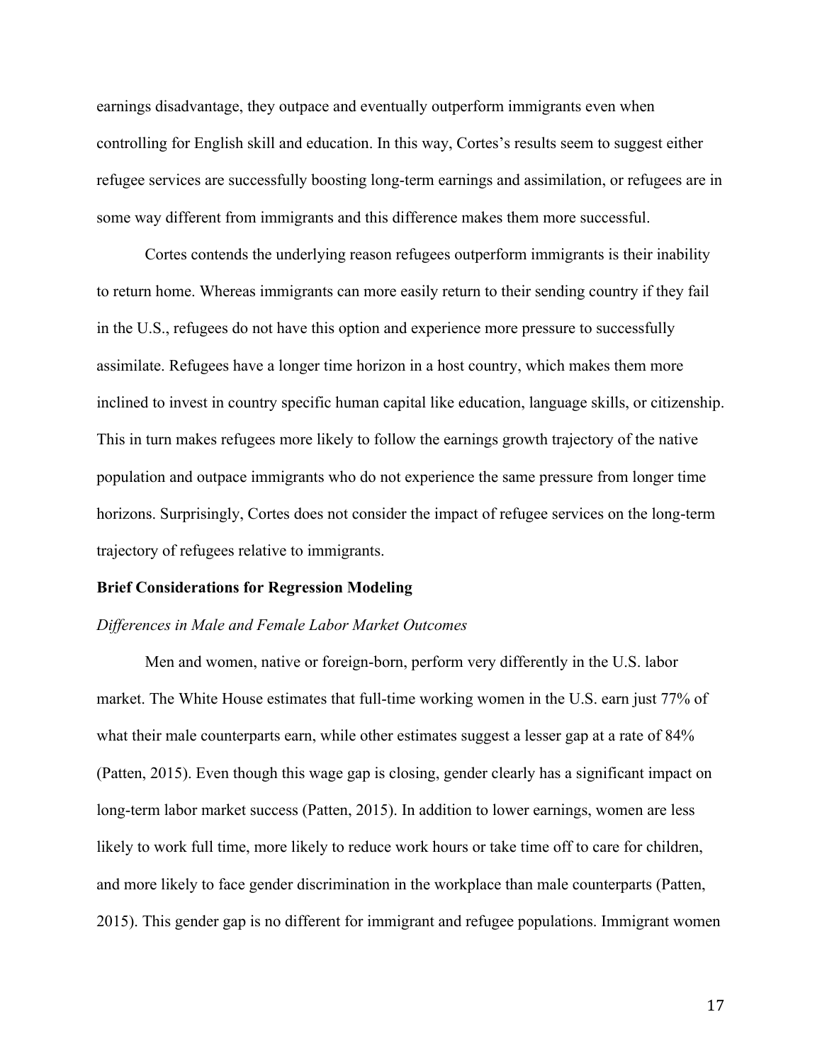earnings disadvantage, they outpace and eventually outperform immigrants even when controlling for English skill and education. In this way, Cortes's results seem to suggest either refugee services are successfully boosting long-term earnings and assimilation, or refugees are in some way different from immigrants and this difference makes them more successful.

Cortes contends the underlying reason refugees outperform immigrants is their inability to return home. Whereas immigrants can more easily return to their sending country if they fail in the U.S., refugees do not have this option and experience more pressure to successfully assimilate. Refugees have a longer time horizon in a host country, which makes them more inclined to invest in country specific human capital like education, language skills, or citizenship. This in turn makes refugees more likely to follow the earnings growth trajectory of the native population and outpace immigrants who do not experience the same pressure from longer time horizons. Surprisingly, Cortes does not consider the impact of refugee services on the long-term trajectory of refugees relative to immigrants.

**Brief Considerations for Regression Modeling**

*Differences in Male and Female Labor Market Outcomes*

Men and women, native or foreign-born, perform very differently in the U.S. labor market. The White House estimates that full-time working women in the U.S. earn just 77% of what their male counterparts earn, while other estimates suggest a lesser gap at a rate of 84% (Patten, 2015). Even though this wage gap is closing, gender clearly has a significant impact on long-term labor market success (Patten, 2015). In addition to lower earnings, women are less likely to work full time, more likely to reduce work hours or take time off to care for children, and more likely to face gender discrimination in the workplace than male counterparts (Patten, 2015). This gender gap is no different for immigrant and refugee populations. Immigrant women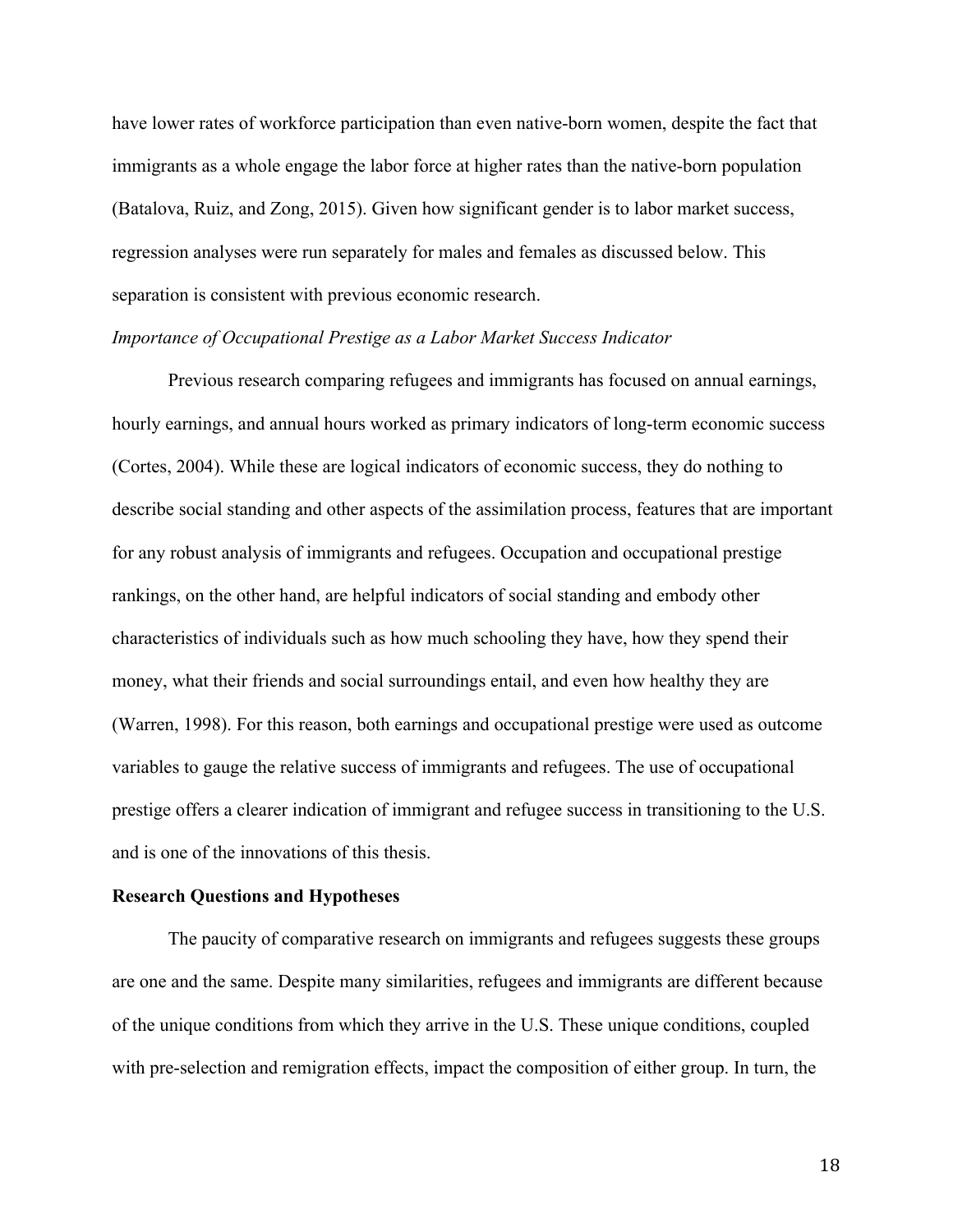have lower rates of workforce participation than even native-born women, despite the fact that immigrants as a whole engage the labor force at higher rates than the native-born population (Batalova, Ruiz, and Zong, 2015). Given how significant gender is to labor market success, regression analyses were run separately for males and females as discussed below. This separation is consistent with previous economic research.

*Importance of Occupational Prestige as a Labor Market Success Indicator*

Previous research comparing refugees and immigrants has focused on annual earnings, hourly earnings, and annual hours worked as primary indicators of long-term economic success (Cortes, 2004). While these are logical indicators of economic success, they do nothing to describe social standing and other aspects of the assimilation process, features that are important for any robust analysis of immigrants and refugees. Occupation and occupational prestige rankings, on the other hand, are helpful indicators of social standing and embody other characteristics of individuals such as how much schooling they have, how they spend their money, what their friends and social surroundings entail, and even how healthy they are (Warren, 1998). For this reason, both earnings and occupational prestige were used as outcome variables to gauge the relative success of immigrants and refugees. The use of occupational prestige offers a clearer indication of immigrant and refugee success in transitioning to the U.S. and is one of the innovations of this thesis.

**Research Questions and Hypotheses**

The paucity of comparative research on immigrants and refugees suggests these groups are one and the same. Despite many similarities, refugees and immigrants are different because of the unique conditions from which they arrive in the U.S. These unique conditions, coupled with pre-selection and remigration effects, impact the composition of either group. In turn, the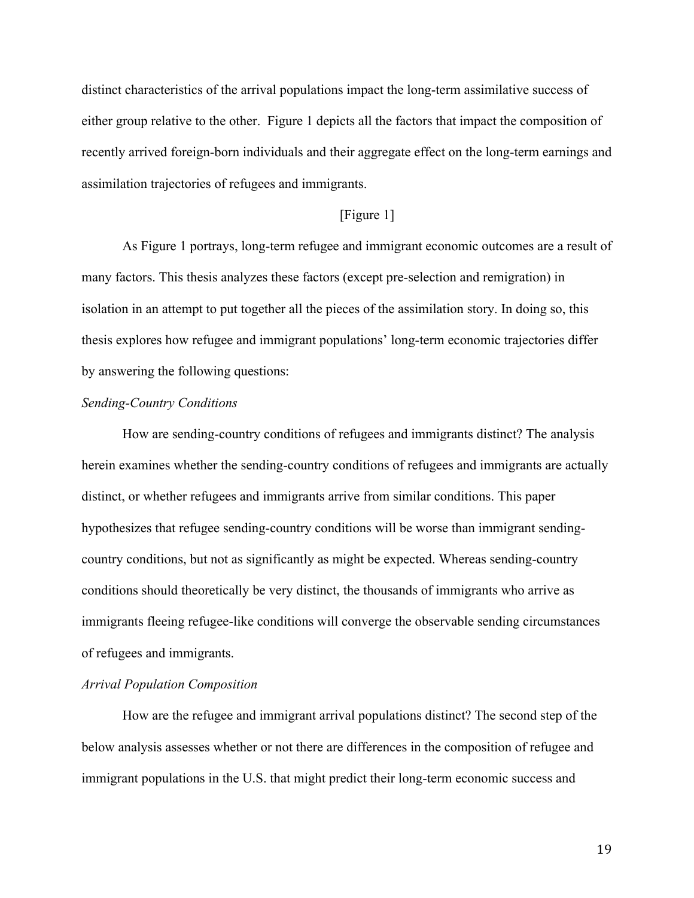distinct characteristics of the arrival populations impact the long-term assimilative success of either group relative to the other. Figure 1 depicts all the factors that impact the composition of recently arrived foreign-born individuals and their aggregate effect on the long-term earnings and assimilation trajectories of refugees and immigrants.

[Figure 1]

As Figure 1 portrays, long-term refugee and immigrant economic outcomes are a result of many factors. This thesis analyzes these factors (except pre-selection and remigration) in isolation in an attempt to put together all the pieces of the assimilation story. In doing so, this thesis explores how refugee and immigrant populations' long-term economic trajectories differ by answering the following questions:

*Sending-Country Conditions*

How are sending-country conditions of refugees and immigrants distinct? The analysis herein examines whether the sending-country conditions of refugees and immigrants are actually distinct, or whether refugees and immigrants arrive from similar conditions. This paper hypothesizes that refugee sending-country conditions will be worse than immigrant sending-country conditions, but not as significantly as might be expected. Whereas sending-country conditions should theoretically be very distinct, the thousands of immigrants who arrive as immigrants fleeing refugee-like conditions will converge the observable sending circumstances of refugees and immigrants.

*Arrival Population Composition*

How are the refugee and immigrant arrival populations distinct? The second step of the below analysis assesses whether or not there are differences in the composition of refugee and immigrant populations in the U.S. that might predict their long-term economic success and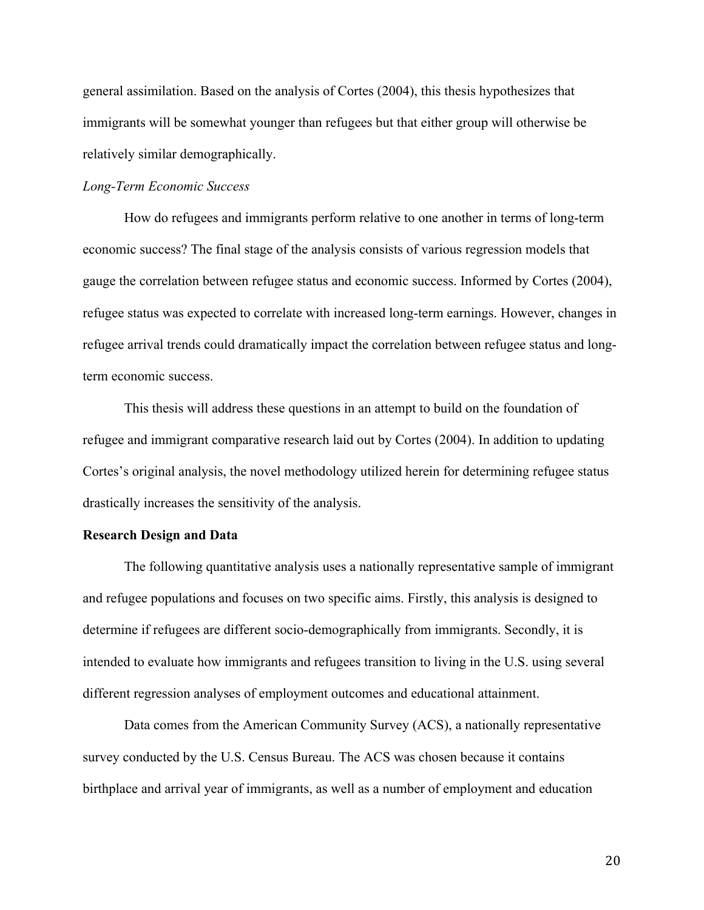general assimilation. Based on the analysis of Cortes (2004), this thesis hypothesizes that immigrants will be somewhat younger than refugees but that either group will otherwise be relatively similar demographically.

*Long-Term Economic Success*

How do refugees and immigrants perform relative to one another in terms of long-term economic success? The final stage of the analysis consists of various regression models that gauge the correlation between refugee status and economic success. Informed by Cortes (2004), refugee status was expected to correlate with increased long-term earnings. However, changes in refugee arrival trends could dramatically impact the correlation between refugee status and long-term economic success.

This thesis will address these questions in an attempt to build on the foundation of refugee and immigrant comparative research laid out by Cortes (2004). In addition to updating Cortes's original analysis, the novel methodology utilized herein for determining refugee status drastically increases the sensitivity of the analysis.

**Research Design and Data**

The following quantitative analysis uses a nationally representative sample of immigrant and refugee populations and focuses on two specific aims. Firstly, this analysis is designed to determine if refugees are different socio-demographically from immigrants. Secondly, it is intended to evaluate how immigrants and refugees transition to living in the U.S. using several different regression analyses of employment outcomes and educational attainment.

Data comes from the American Community Survey (ACS), a nationally representative survey conducted by the U.S. Census Bureau. The ACS was chosen because it contains birthplace and arrival year of immigrants, as well as a number of employment and education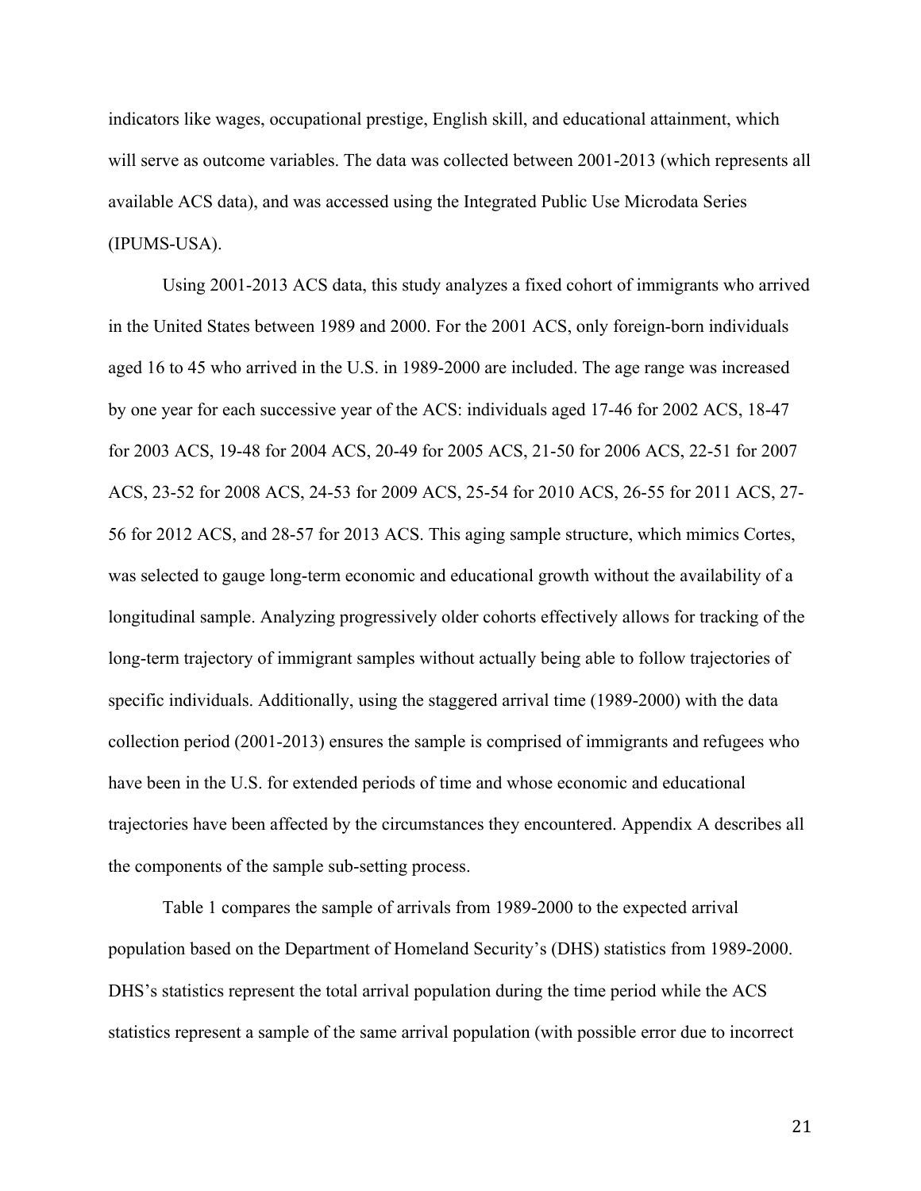indicators like wages, occupational prestige, English skill, and educational attainment, which will serve as outcome variables. The data was collected between 2001-2013 (which represents all available ACS data), and was accessed using the Integrated Public Use Microdata Series (IPUMS-USA).

Using 2001-2013 ACS data, this study analyzes a fixed cohort of immigrants who arrived in the United States between 1989 and 2000. For the 2001 ACS, only foreign-born individuals aged 16 to 45 who arrived in the U.S. in 1989-2000 are included. The age range was increased by one year for each successive year of the ACS: individuals aged 17-46 for 2002 ACS, 18-47 for 2003 ACS, 19-48 for 2004 ACS, 20-49 for 2005 ACS, 21-50 for 2006 ACS, 22-51 for 2007 ACS, 23-52 for 2008 ACS, 24-53 for 2009 ACS, 25-54 for 2010 ACS, 26-55 for 2011 ACS, 27-56 for 2012 ACS, and 28-57 for 2013 ACS. This aging sample structure, which mimics Cortes, was selected to gauge long-term economic and educational growth without the availability of a longitudinal sample. Analyzing progressively older cohorts effectively allows for tracking of the long-term trajectory of immigrant samples without actually being able to follow trajectories of specific individuals. Additionally, using the staggered arrival time (1989-2000) with the data collection period (2001-2013) ensures the sample is comprised of immigrants and refugees who have been in the U.S. for extended periods of time and whose economic and educational trajectories have been affected by the circumstances they encountered. Appendix A describes all the components of the sample sub-setting process.

Table 1 compares the sample of arrivals from 1989-2000 to the expected arrival population based on the Department of Homeland Security's (DHS) statistics from 1989-2000. DHS's statistics represent the total arrival population during the time period while the ACS statistics represent a sample of the same arrival population (with possible error due to incorrect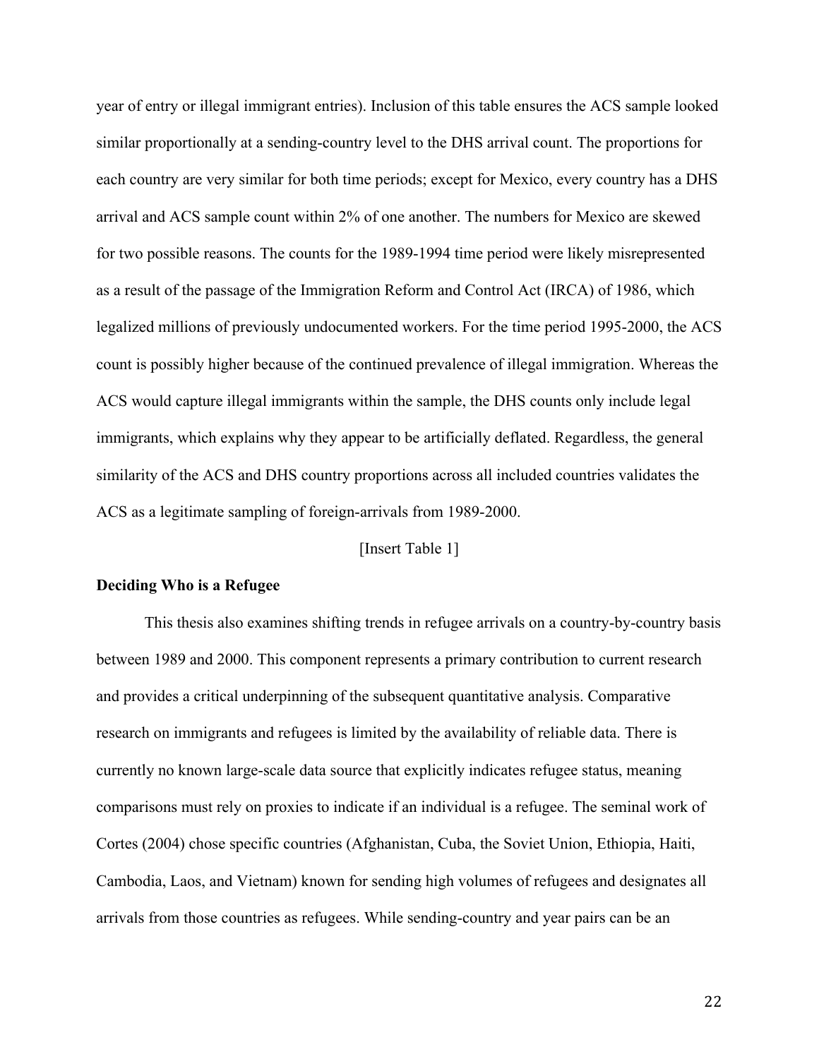year of entry or illegal immigrant entries). Inclusion of this table ensures the ACS sample looked similar proportionally at a sending-country level to the DHS arrival count. The proportions for each country are very similar for both time periods; except for Mexico, every country has a DHS arrival and ACS sample count within 2% of one another. The numbers for Mexico are skewed for two possible reasons. The counts for the 1989-1994 time period were likely misrepresented as a result of the passage of the Immigration Reform and Control Act (IRCA) of 1986, which legalized millions of previously undocumented workers. For the time period 1995-2000, the ACS count is possibly higher because of the continued prevalence of illegal immigration. Whereas the ACS would capture illegal immigrants within the sample, the DHS counts only include legal immigrants, which explains why they appear to be artificially deflated. Regardless, the general similarity of the ACS and DHS country proportions across all included countries validates the ACS as a legitimate sampling of foreign-arrivals from 1989-2000.

[Insert Table 1]

**Deciding Who is a Refugee**

This thesis also examines shifting trends in refugee arrivals on a country-by-country basis between 1989 and 2000. This component represents a primary contribution to current research and provides a critical underpinning of the subsequent quantitative analysis. Comparative research on immigrants and refugees is limited by the availability of reliable data. There is currently no known large-scale data source that explicitly indicates refugee status, meaning comparisons must rely on proxies to indicate if an individual is a refugee. The seminal work of Cortes (2004) chose specific countries (Afghanistan, Cuba, the Soviet Union, Ethiopia, Haiti, Cambodia, Laos, and Vietnam) known for sending high volumes of refugees and designates all arrivals from those countries as refugees. While sending-country and year pairs can be an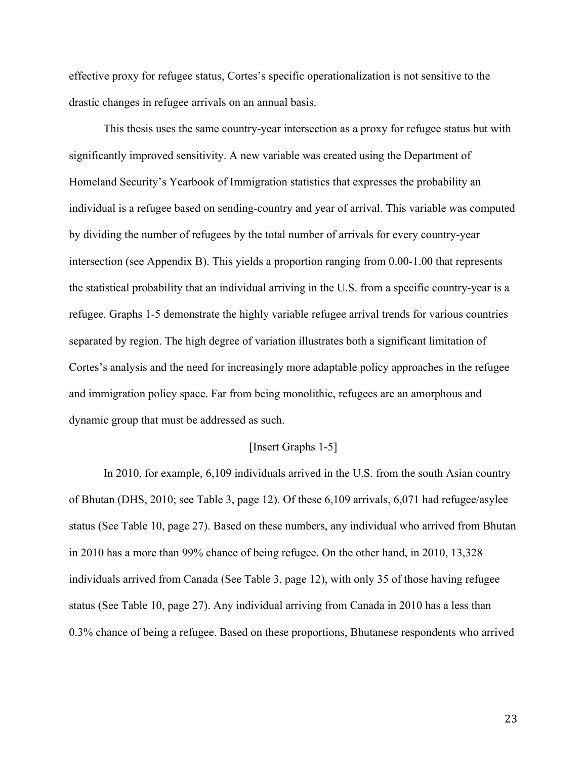effective proxy for refugee status, Cortes's specific operationalization is not sensitive to the drastic changes in refugee arrivals on an annual basis.

This thesis uses the same country-year intersection as a proxy for refugee status but with significantly improved sensitivity. A new variable was created using the Department of Homeland Security's Yearbook of Immigration statistics that expresses the probability an individual is a refugee based on sending-country and year of arrival. This variable was computed by dividing the number of refugees by the total number of arrivals for every country-year intersection (see Appendix B). This yields a proportion ranging from 0.00-1.00 that represents the statistical probability that an individual arriving in the U.S. from a specific country-year is a refugee. Graphs 1-5 demonstrate the highly variable refugee arrival trends for various countries separated by region. The high degree of variation illustrates both a significant limitation of Cortes's analysis and the need for increasingly more adaptable policy approaches in the refugee and immigration policy space. Far from being monolithic, refugees are an amorphous and dynamic group that must be addressed as such.

[Insert Graphs 1-5]

In 2010, for example, 6,109 individuals arrived in the U.S. from the south Asian country of Bhutan (DHS, 2010; see Table 3, page 12). Of these 6,109 arrivals, 6,071 had refugee/asylee status (See Table 10, page 27). Based on these numbers, any individual who arrived from Bhutan in 2010 has a more than 99% chance of being refugee. On the other hand, in 2010, 13,328 individuals arrived from Canada (See Table 3, page 12), with only 35 of those having refugee status (See Table 10, page 27). Any individual arriving from Canada in 2010 has a less than 0.3% chance of being a refugee. Based on these proportions, Bhutanese respondents who arrived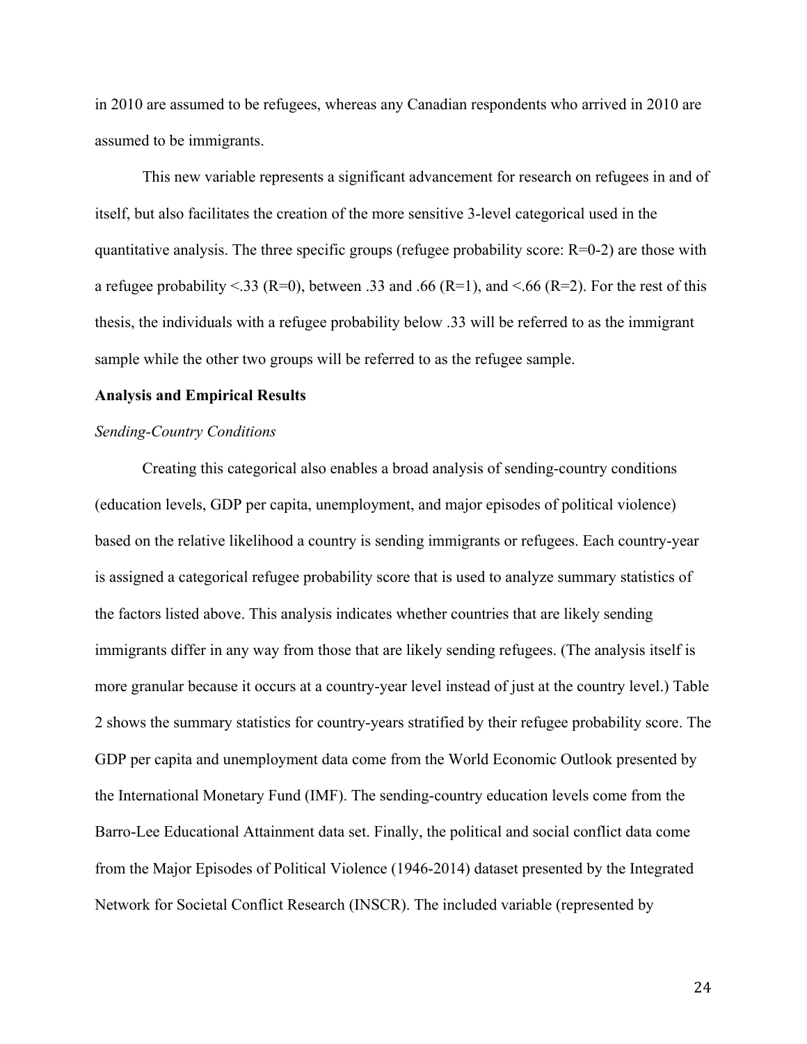in 2010 are assumed to be refugees, whereas any Canadian respondents who arrived in 2010 are assumed to be immigrants.

This new variable represents a significant advancement for research on refugees in and of itself, but also facilitates the creation of the more sensitive 3-level categorical used in the quantitative analysis. The three specific groups (refugee probability score: R=0-2) are those with a refugee probability <.33 (R=0), between .33 and .66 (R=1), and <.66 (R=2). For the rest of this thesis, the individuals with a refugee probability below .33 will be referred to as the immigrant sample while the other two groups will be referred to as the refugee sample.

**Analysis and Empirical Results**

*Sending-Country Conditions*

Creating this categorical also enables a broad analysis of sending-country conditions (education levels, GDP per capita, unemployment, and major episodes of political violence) based on the relative likelihood a country is sending immigrants or refugees. Each country-year is assigned a categorical refugee probability score that is used to analyze summary statistics of the factors listed above. This analysis indicates whether countries that are likely sending immigrants differ in any way from those that are likely sending refugees. (The analysis itself is more granular because it occurs at a country-year level instead of just at the country level.) Table 2 shows the summary statistics for country-years stratified by their refugee probability score. The GDP per capita and unemployment data come from the World Economic Outlook presented by the International Monetary Fund (IMF). The sending-country education levels come from the Barro-Lee Educational Attainment data set. Finally, the political and social conflict data come from the Major Episodes of Political Violence (1946-2014) dataset presented by the Integrated Network for Societal Conflict Research (INSCR). The included variable (represented by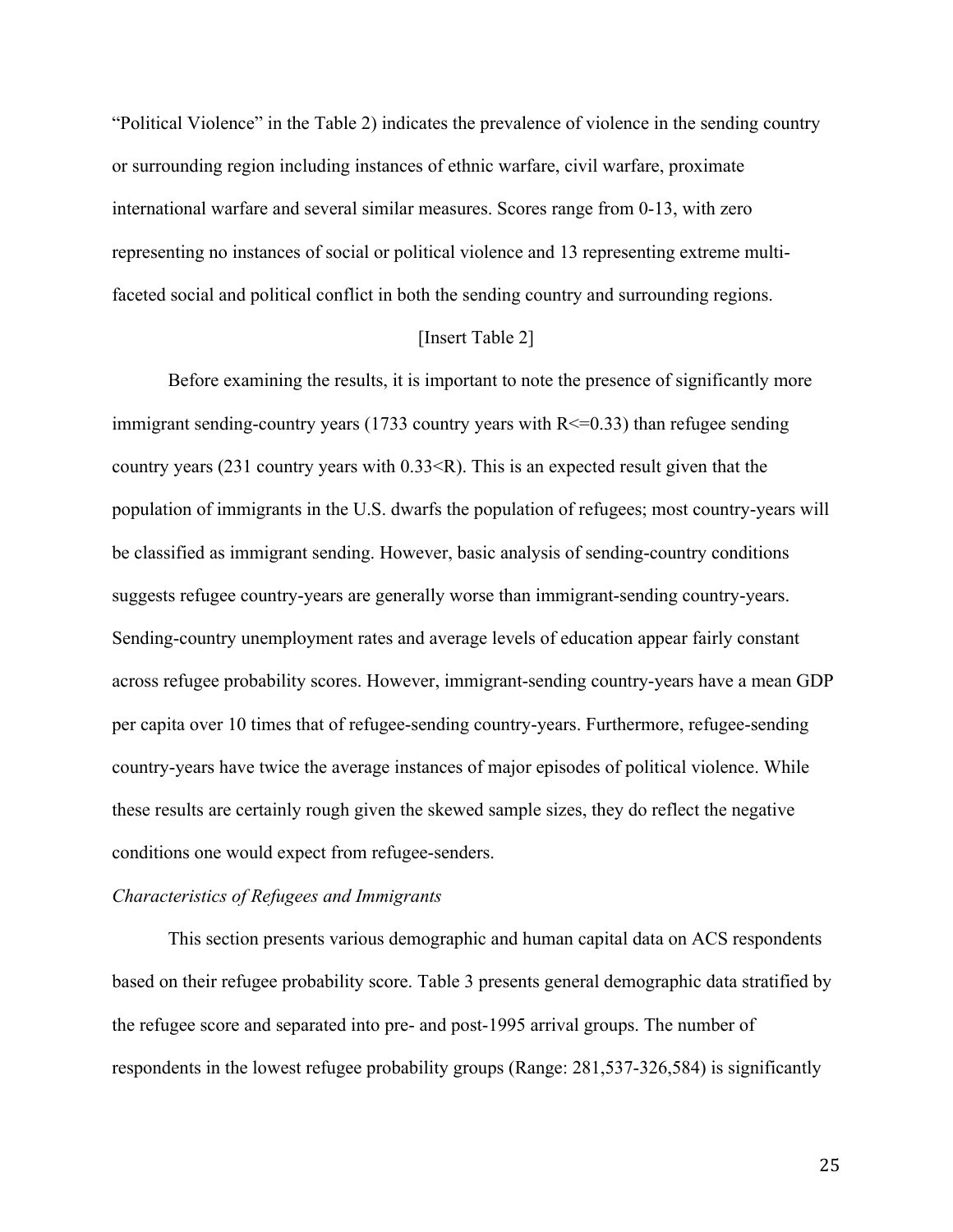"Political Violence" in the Table 2) indicates the prevalence of violence in the sending country or surrounding region including instances of ethnic warfare, civil warfare, proximate international warfare and several similar measures. Scores range from 0-13, with zero representing no instances of social or political violence and 13 representing extreme multi-faceted social and political conflict in both the sending country and surrounding regions.

[Insert Table 2]

Before examining the results, it is important to note the presence of significantly more immigrant sending-country years (1733 country years with $R<=0.33$) than refugee sending country years (231 country years with $0.33<R$). This is an expected result given that the population of immigrants in the U.S. dwarfs the population of refugees; most country-years will be classified as immigrant sending. However, basic analysis of sending-country conditions suggests refugee country-years are generally worse than immigrant-sending country-years. Sending-country unemployment rates and average levels of education appear fairly constant across refugee probability scores. However, immigrant-sending country-years have a mean GDP per capita over 10 times that of refugee-sending country-years. Furthermore, refugee-sending country-years have twice the average instances of major episodes of political violence. While these results are certainly rough given the skewed sample sizes, they do reflect the negative conditions one would expect from refugee-senders.

*Characteristics of Refugees and Immigrants*

This section presents various demographic and human capital data on ACS respondents based on their refugee probability score. Table 3 presents general demographic data stratified by the refugee score and separated into pre- and post-1995 arrival groups. The number of respondents in the lowest refugee probability groups (Range: 281,537-326,584) is significantly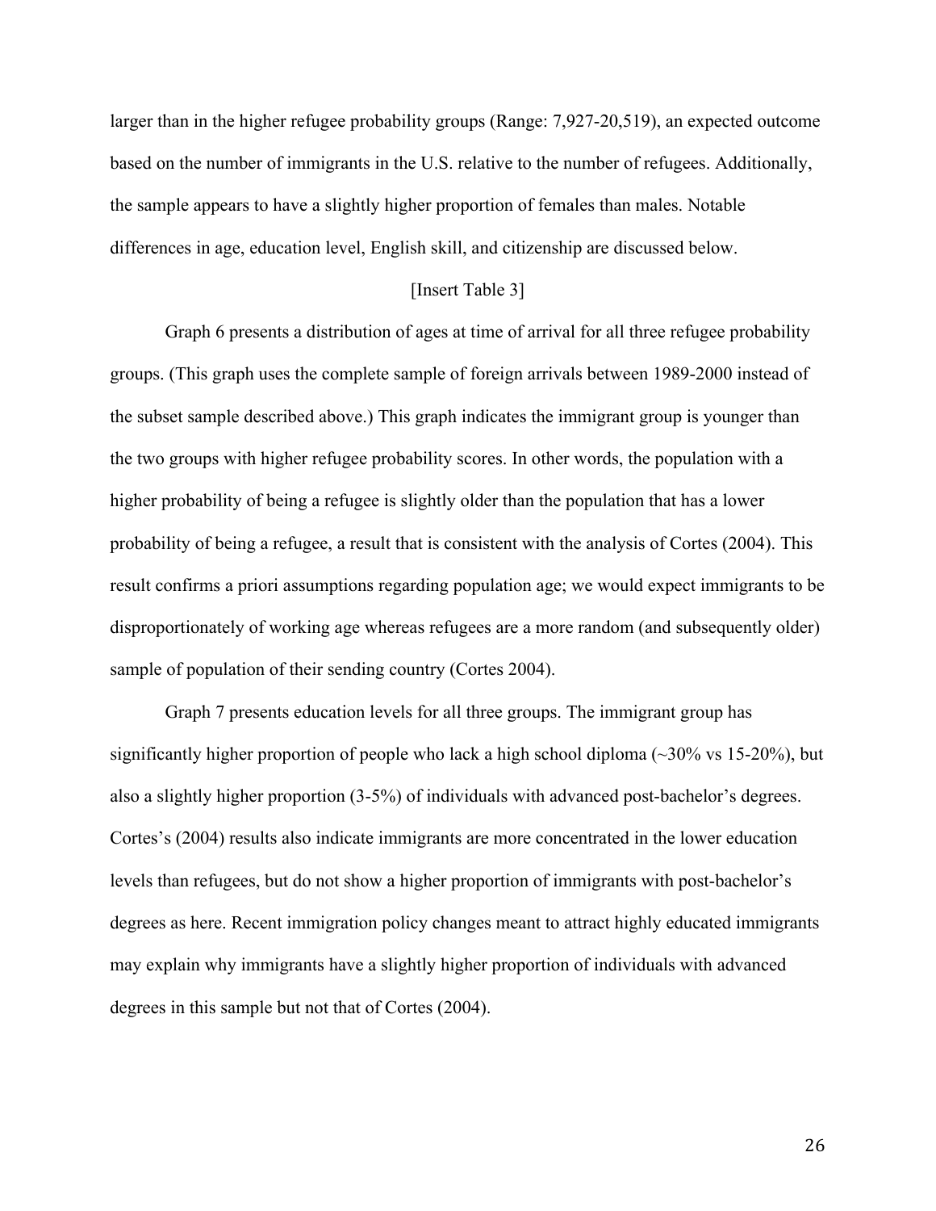larger than in the higher refugee probability groups (Range: 7,927-20,519), an expected outcome based on the number of immigrants in the U.S. relative to the number of refugees. Additionally, the sample appears to have a slightly higher proportion of females than males. Notable differences in age, education level, English skill, and citizenship are discussed below.

[Insert Table 3]

Graph 6 presents a distribution of ages at time of arrival for all three refugee probability groups. (This graph uses the complete sample of foreign arrivals between 1989-2000 instead of the subset sample described above.) This graph indicates the immigrant group is younger than the two groups with higher refugee probability scores. In other words, the population with a higher probability of being a refugee is slightly older than the population that has a lower probability of being a refugee, a result that is consistent with the analysis of Cortes (2004). This result confirms a priori assumptions regarding population age; we would expect immigrants to be disproportionately of working age whereas refugees are a more random (and subsequently older) sample of population of their sending country (Cortes 2004).

Graph 7 presents education levels for all three groups. The immigrant group has significantly higher proportion of people who lack a high school diploma (~30% vs 15-20%), but also a slightly higher proportion (3-5%) of individuals with advanced post-bachelor's degrees. Cortes's (2004) results also indicate immigrants are more concentrated in the lower education levels than refugees, but do not show a higher proportion of immigrants with post-bachelor's degrees as here. Recent immigration policy changes meant to attract highly educated immigrants may explain why immigrants have a slightly higher proportion of individuals with advanced degrees in this sample but not that of Cortes (2004).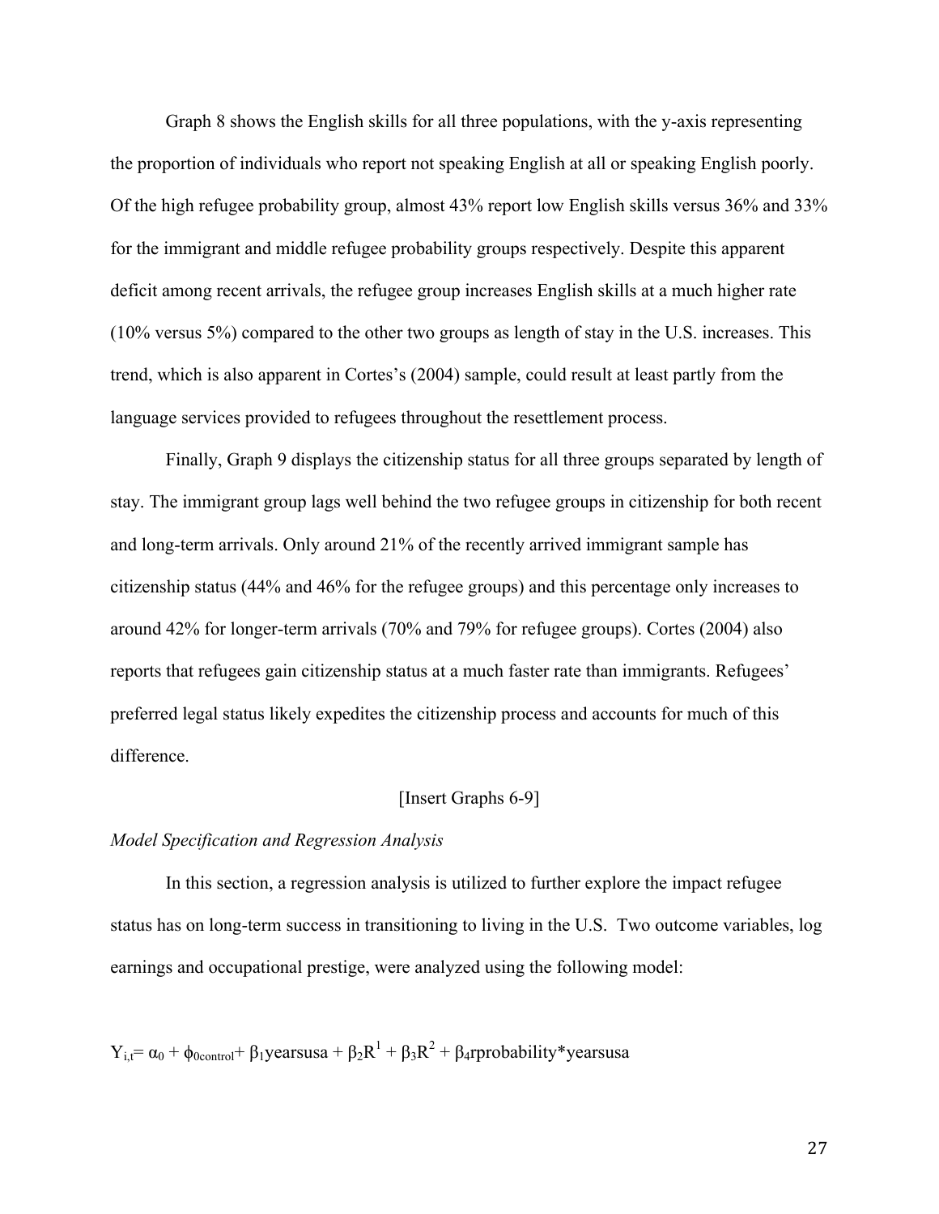Graph 8 shows the English skills for all three populations, with the y-axis representing the proportion of individuals who report not speaking English at all or speaking English poorly. Of the high refugee probability group, almost 43% report low English skills versus 36% and 33% for the immigrant and middle refugee probability groups respectively. Despite this apparent deficit among recent arrivals, the refugee group increases English skills at a much higher rate (10% versus 5%) compared to the other two groups as length of stay in the U.S. increases. This trend, which is also apparent in Cortes's (2004) sample, could result at least partly from the language services provided to refugees throughout the resettlement process.

Finally, Graph 9 displays the citizenship status for all three groups separated by length of stay. The immigrant group lags well behind the two refugee groups in citizenship for both recent and long-term arrivals. Only around 21% of the recently arrived immigrant sample has citizenship status (44% and 46% for the refugee groups) and this percentage only increases to around 42% for longer-term arrivals (70% and 79% for refugee groups). Cortes (2004) also reports that refugees gain citizenship status at a much faster rate than immigrants. Refugees' preferred legal status likely expedites the citizenship process and accounts for much of this difference.

[Insert Graphs 6-9]

*Model Specification and Regression Analysis*

In this section, a regression analysis is utilized to further explore the impact refugee status has on long-term success in transitioning to living in the U.S. Two outcome variables, log earnings and occupational prestige, were analyzed using the following model:

$$Y_{i,t} = \alpha_0 + \phi_{0control} + \beta_1 yearsusa + \beta_2 R^1 + \beta_3 R^2 + \beta_4 rprobability * yearsusa$$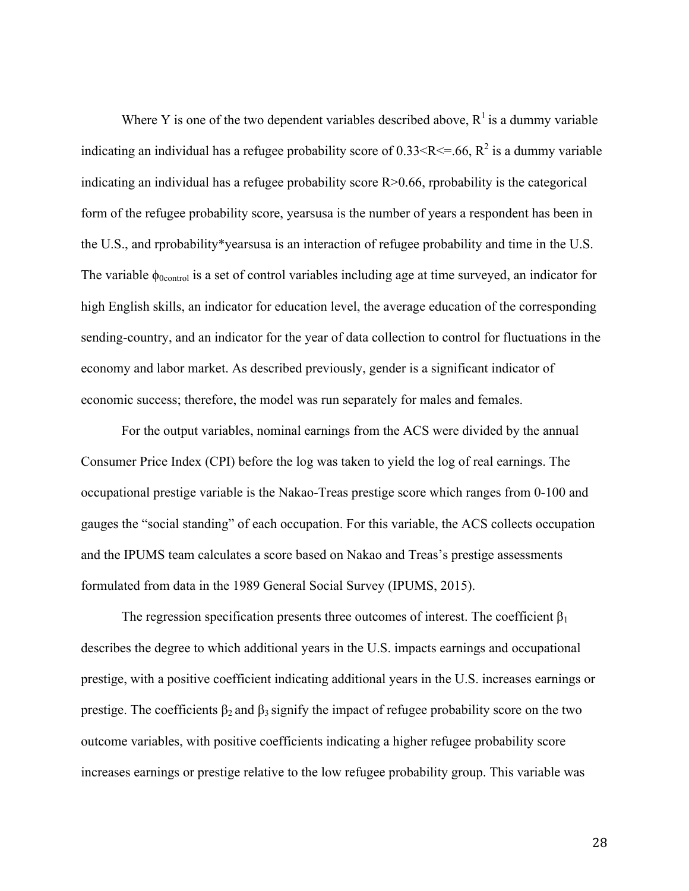Where Y is one of the two dependent variables described above, $R^1$ is a dummy variable indicating an individual has a refugee probability score of $0.33<R<=.66$, $R^2$ is a dummy variable indicating an individual has a refugee probability score $R>0.66$, rprobability is the categorical form of the refugee probability score, yearsusa is the number of years a respondent has been in the U.S., and rprobability*yearsusa is an interaction of refugee probability and time in the U.S. The variable $\phi_{0control}$ is a set of control variables including age at time surveyed, an indicator for high English skills, an indicator for education level, the average education of the corresponding sending-country, and an indicator for the year of data collection to control for fluctuations in the economy and labor market. As described previously, gender is a significant indicator of economic success; therefore, the model was run separately for males and females.

For the output variables, nominal earnings from the ACS were divided by the annual Consumer Price Index (CPI) before the log was taken to yield the log of real earnings. The occupational prestige variable is the Nakao-Treas prestige score which ranges from 0-100 and gauges the "social standing" of each occupation. For this variable, the ACS collects occupation and the IPUMS team calculates a score based on Nakao and Treas's prestige assessments formulated from data in the 1989 General Social Survey (IPUMS, 2015).

The regression specification presents three outcomes of interest. The coefficient $\beta_1$ describes the degree to which additional years in the U.S. impacts earnings and occupational prestige, with a positive coefficient indicating additional years in the U.S. increases earnings or prestige. The coefficients $\beta_2$ and $\beta_3$ signify the impact of refugee probability score on the two outcome variables, with positive coefficients indicating a higher refugee probability score increases earnings or prestige relative to the low refugee probability group. This variable was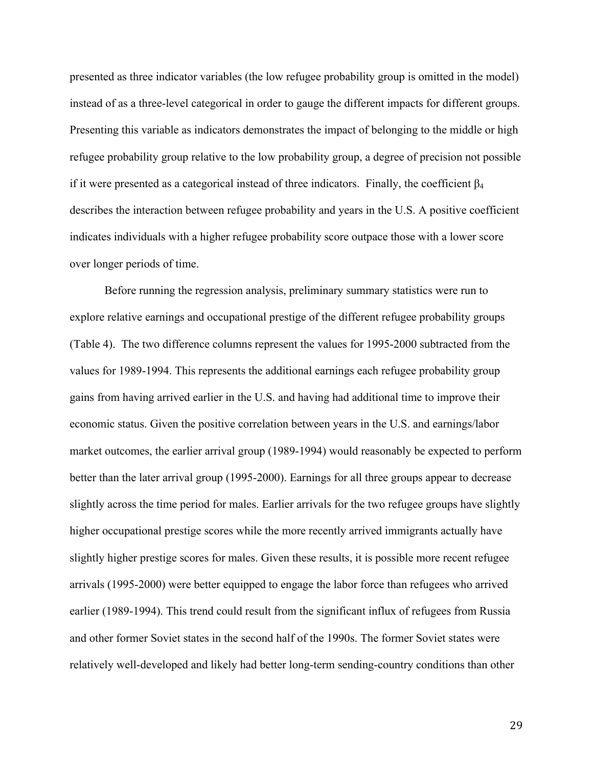presented as three indicator variables (the low refugee probability group is omitted in the model) instead of as a three-level categorical in order to gauge the different impacts for different groups. Presenting this variable as indicators demonstrates the impact of belonging to the middle or high refugee probability group relative to the low probability group, a degree of precision not possible if it were presented as a categorical instead of three indicators. Finally, the coefficient $\beta_4$ describes the interaction between refugee probability and years in the U.S. A positive coefficient indicates individuals with a higher refugee probability score outpace those with a lower score over longer periods of time.

Before running the regression analysis, preliminary summary statistics were run to explore relative earnings and occupational prestige of the different refugee probability groups (Table 4). The two difference columns represent the values for 1995-2000 subtracted from the values for 1989-1994. This represents the additional earnings each refugee probability group gains from having arrived earlier in the U.S. and having had additional time to improve their economic status. Given the positive correlation between years in the U.S. and earnings/labor market outcomes, the earlier arrival group (1989-1994) would reasonably be expected to perform better than the later arrival group (1995-2000). Earnings for all three groups appear to decrease slightly across the time period for males. Earlier arrivals for the two refugee groups have slightly higher occupational prestige scores while the more recently arrived immigrants actually have slightly higher prestige scores for males. Given these results, it is possible more recent refugee arrivals (1995-2000) were better equipped to engage the labor force than refugees who arrived earlier (1989-1994). This trend could result from the significant influx of refugees from Russia and other former Soviet states in the second half of the 1990s. The former Soviet states were relatively well-developed and likely had better long-term sending-country conditions than other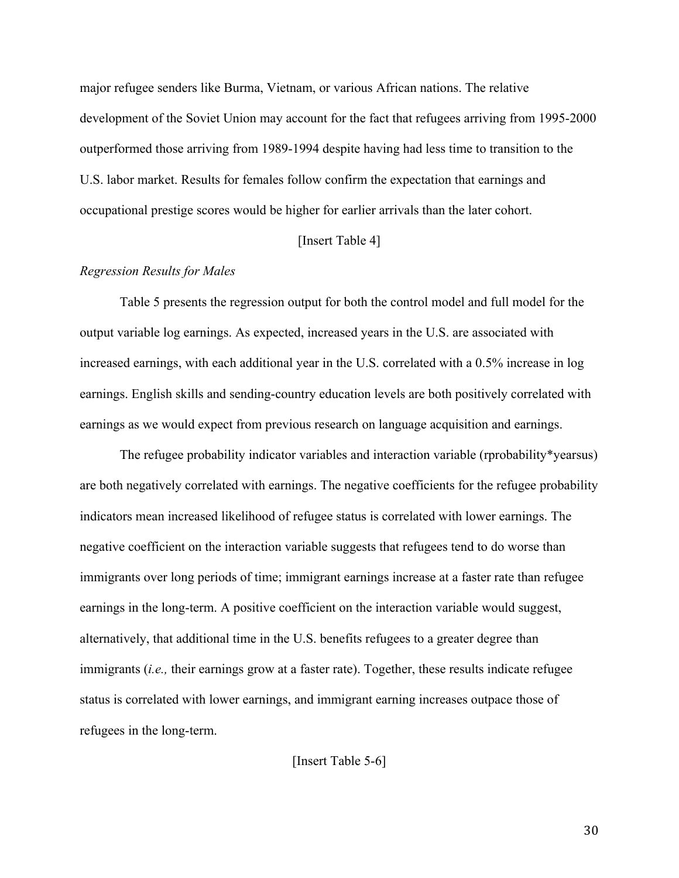major refugee senders like Burma, Vietnam, or various African nations. The relative development of the Soviet Union may account for the fact that refugees arriving from 1995-2000 outperformed those arriving from 1989-1994 despite having had less time to transition to the U.S. labor market. Results for females follow confirm the expectation that earnings and occupational prestige scores would be higher for earlier arrivals than the later cohort.

[Insert Table 4]

*Regression Results for Males*

Table 5 presents the regression output for both the control model and full model for the output variable log earnings. As expected, increased years in the U.S. are associated with increased earnings, with each additional year in the U.S. correlated with a 0.5% increase in log earnings. English skills and sending-country education levels are both positively correlated with earnings as we would expect from previous research on language acquisition and earnings.

The refugee probability indicator variables and interaction variable (rprobability*yearsus) are both negatively correlated with earnings. The negative coefficients for the refugee probability indicators mean increased likelihood of refugee status is correlated with lower earnings. The negative coefficient on the interaction variable suggests that refugees tend to do worse than immigrants over long periods of time; immigrant earnings increase at a faster rate than refugee earnings in the long-term. A positive coefficient on the interaction variable would suggest, alternatively, that additional time in the U.S. benefits refugees to a greater degree than immigrants (*i.e.,* their earnings grow at a faster rate). Together, these results indicate refugee status is correlated with lower earnings, and immigrant earning increases outpace those of refugees in the long-term.

[Insert Table 5-6]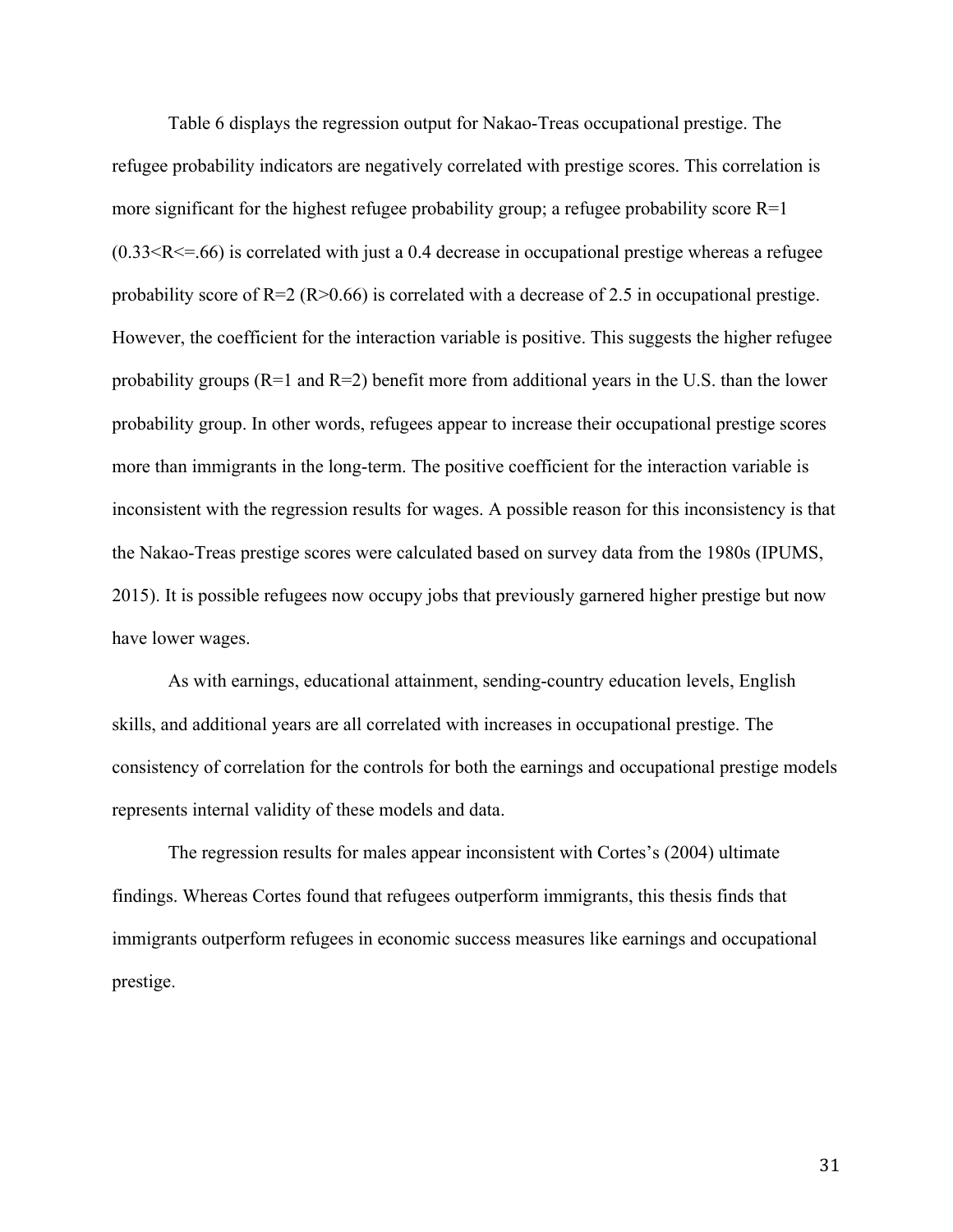Table 6 displays the regression output for Nakao-Treas occupational prestige. The refugee probability indicators are negatively correlated with prestige scores. This correlation is more significant for the highest refugee probability group; a refugee probability score R=1 ($0.33<R<=.66$) is correlated with just a 0.4 decrease in occupational prestige whereas a refugee probability score of R=2 ($R>0.66$) is correlated with a decrease of 2.5 in occupational prestige. However, the coefficient for the interaction variable is positive. This suggests the higher refugee probability groups (R=1 and R=2) benefit more from additional years in the U.S. than the lower probability group. In other words, refugees appear to increase their occupational prestige scores more than immigrants in the long-term. The positive coefficient for the interaction variable is inconsistent with the regression results for wages. A possible reason for this inconsistency is that the Nakao-Treas prestige scores were calculated based on survey data from the 1980s (IPUMS, 2015). It is possible refugees now occupy jobs that previously garnered higher prestige but now have lower wages.

As with earnings, educational attainment, sending-country education levels, English skills, and additional years are all correlated with increases in occupational prestige. The consistency of correlation for the controls for both the earnings and occupational prestige models represents internal validity of these models and data.

The regression results for males appear inconsistent with Cortes's (2004) ultimate findings. Whereas Cortes found that refugees outperform immigrants, this thesis finds that immigrants outperform refugees in economic success measures like earnings and occupational prestige.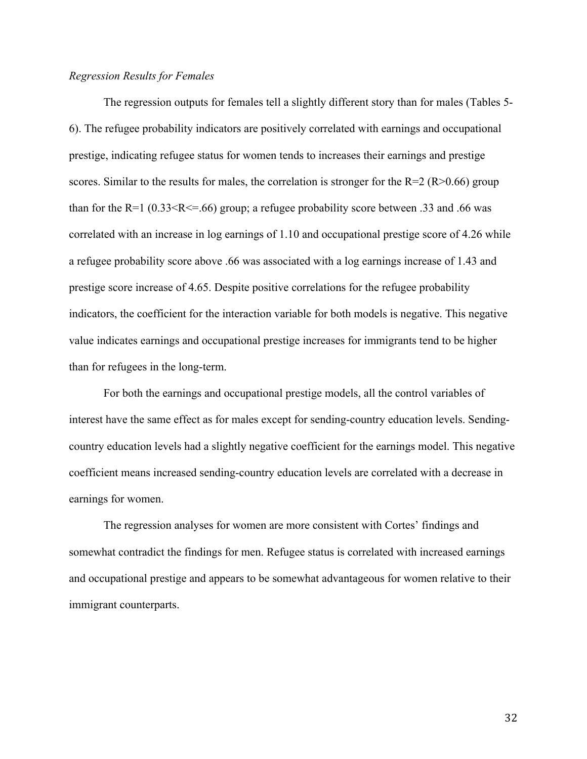*Regression Results for Females*

The regression outputs for females tell a slightly different story than for males (Tables 5-6). The refugee probability indicators are positively correlated with earnings and occupational prestige, indicating refugee status for women tends to increases their earnings and prestige scores. Similar to the results for males, the correlation is stronger for the R=2 (R>0.66) group than for the R=1 (0.33<R<=.66) group; a refugee probability score between .33 and .66 was correlated with an increase in log earnings of 1.10 and occupational prestige score of 4.26 while a refugee probability score above .66 was associated with a log earnings increase of 1.43 and prestige score increase of 4.65. Despite positive correlations for the refugee probability indicators, the coefficient for the interaction variable for both models is negative. This negative value indicates earnings and occupational prestige increases for immigrants tend to be higher than for refugees in the long-term.

For both the earnings and occupational prestige models, all the control variables of interest have the same effect as for males except for sending-country education levels. Sending-country education levels had a slightly negative coefficient for the earnings model. This negative coefficient means increased sending-country education levels are correlated with a decrease in earnings for women.

The regression analyses for women are more consistent with Cortes' findings and somewhat contradict the findings for men. Refugee status is correlated with increased earnings and occupational prestige and appears to be somewhat advantageous for women relative to their immigrant counterparts.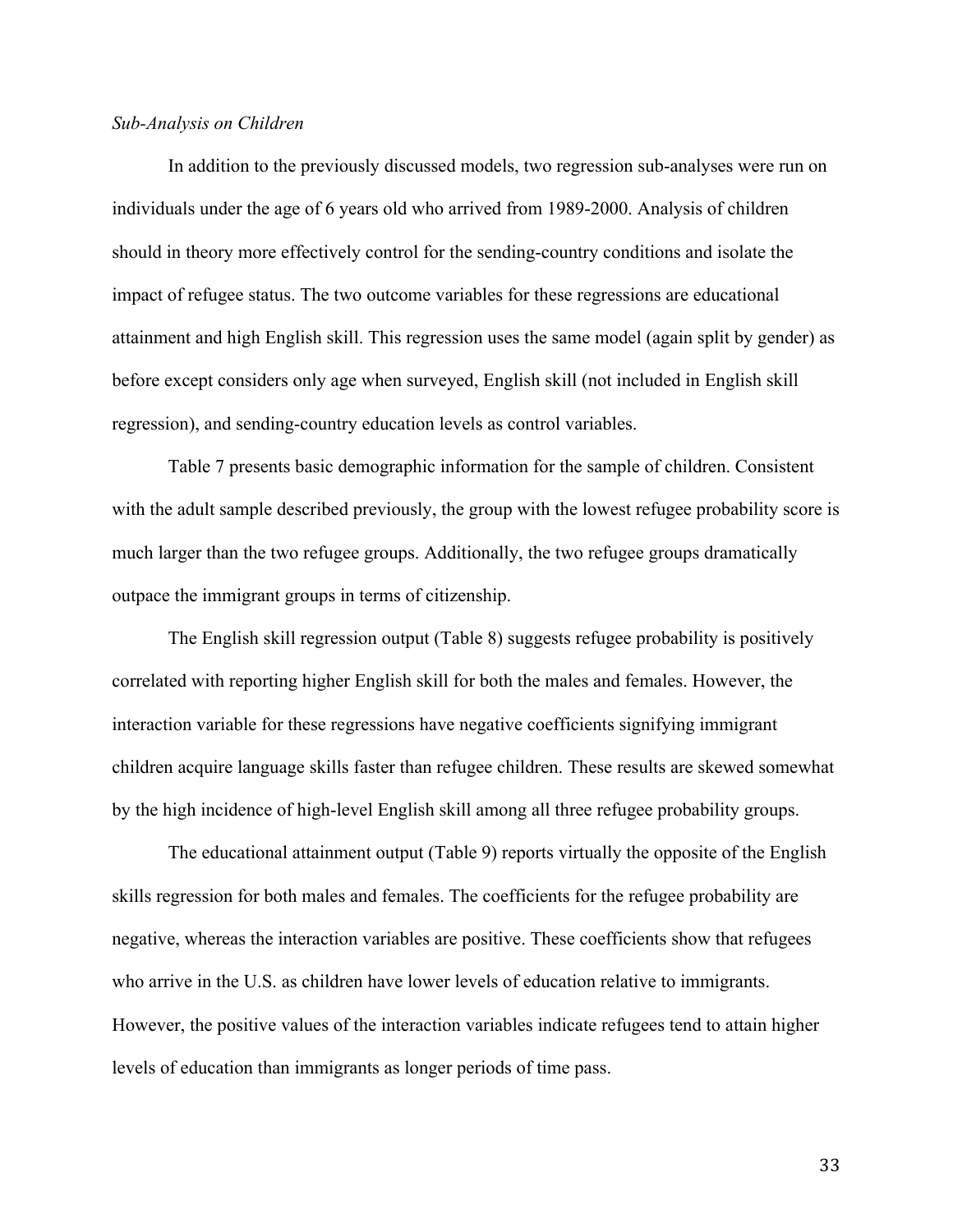*Sub-Analysis on Children*

In addition to the previously discussed models, two regression sub-analyses were run on individuals under the age of 6 years old who arrived from 1989-2000. Analysis of children should in theory more effectively control for the sending-country conditions and isolate the impact of refugee status. The two outcome variables for these regressions are educational attainment and high English skill. This regression uses the same model (again split by gender) as before except considers only age when surveyed, English skill (not included in English skill regression), and sending-country education levels as control variables.

Table 7 presents basic demographic information for the sample of children. Consistent with the adult sample described previously, the group with the lowest refugee probability score is much larger than the two refugee groups. Additionally, the two refugee groups dramatically outpace the immigrant groups in terms of citizenship.

The English skill regression output (Table 8) suggests refugee probability is positively correlated with reporting higher English skill for both the males and females. However, the interaction variable for these regressions have negative coefficients signifying immigrant children acquire language skills faster than refugee children. These results are skewed somewhat by the high incidence of high-level English skill among all three refugee probability groups.

The educational attainment output (Table 9) reports virtually the opposite of the English skills regression for both males and females. The coefficients for the refugee probability are negative, whereas the interaction variables are positive. These coefficients show that refugees who arrive in the U.S. as children have lower levels of education relative to immigrants. However, the positive values of the interaction variables indicate refugees tend to attain higher levels of education than immigrants as longer periods of time pass.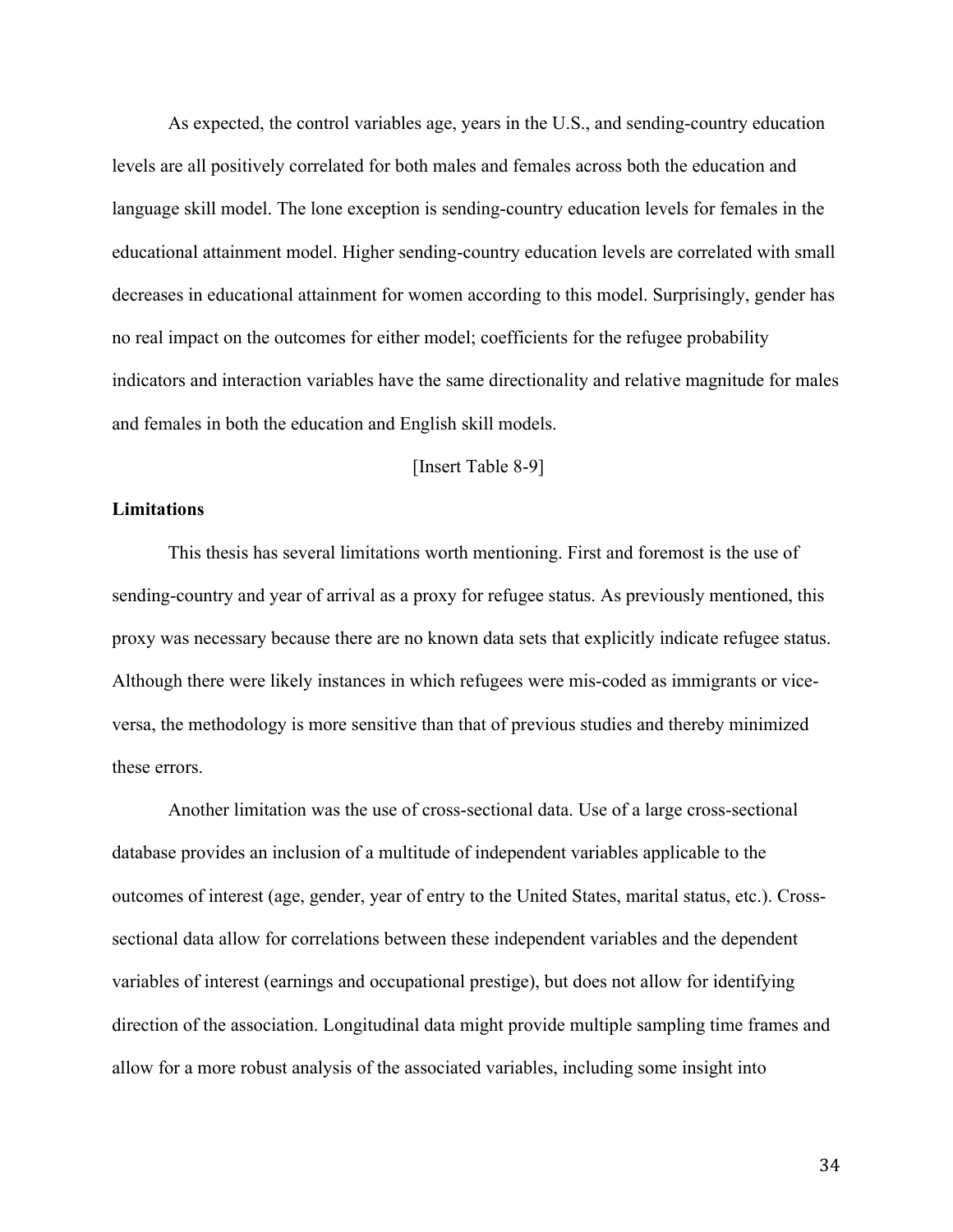As expected, the control variables age, years in the U.S., and sending-country education levels are all positively correlated for both males and females across both the education and language skill model. The lone exception is sending-country education levels for females in the educational attainment model. Higher sending-country education levels are correlated with small decreases in educational attainment for women according to this model. Surprisingly, gender has no real impact on the outcomes for either model; coefficients for the refugee probability indicators and interaction variables have the same directionality and relative magnitude for males and females in both the education and English skill models.

[Insert Table 8-9]

**Limitations**

This thesis has several limitations worth mentioning. First and foremost is the use of sending-country and year of arrival as a proxy for refugee status. As previously mentioned, this proxy was necessary because there are no known data sets that explicitly indicate refugee status. Although there were likely instances in which refugees were mis-coded as immigrants or vice-versa, the methodology is more sensitive than that of previous studies and thereby minimized these errors.

Another limitation was the use of cross-sectional data. Use of a large cross-sectional database provides an inclusion of a multitude of independent variables applicable to the outcomes of interest (age, gender, year of entry to the United States, marital status, etc.). Cross-sectional data allow for correlations between these independent variables and the dependent variables of interest (earnings and occupational prestige), but does not allow for identifying direction of the association. Longitudinal data might provide multiple sampling time frames and allow for a more robust analysis of the associated variables, including some insight into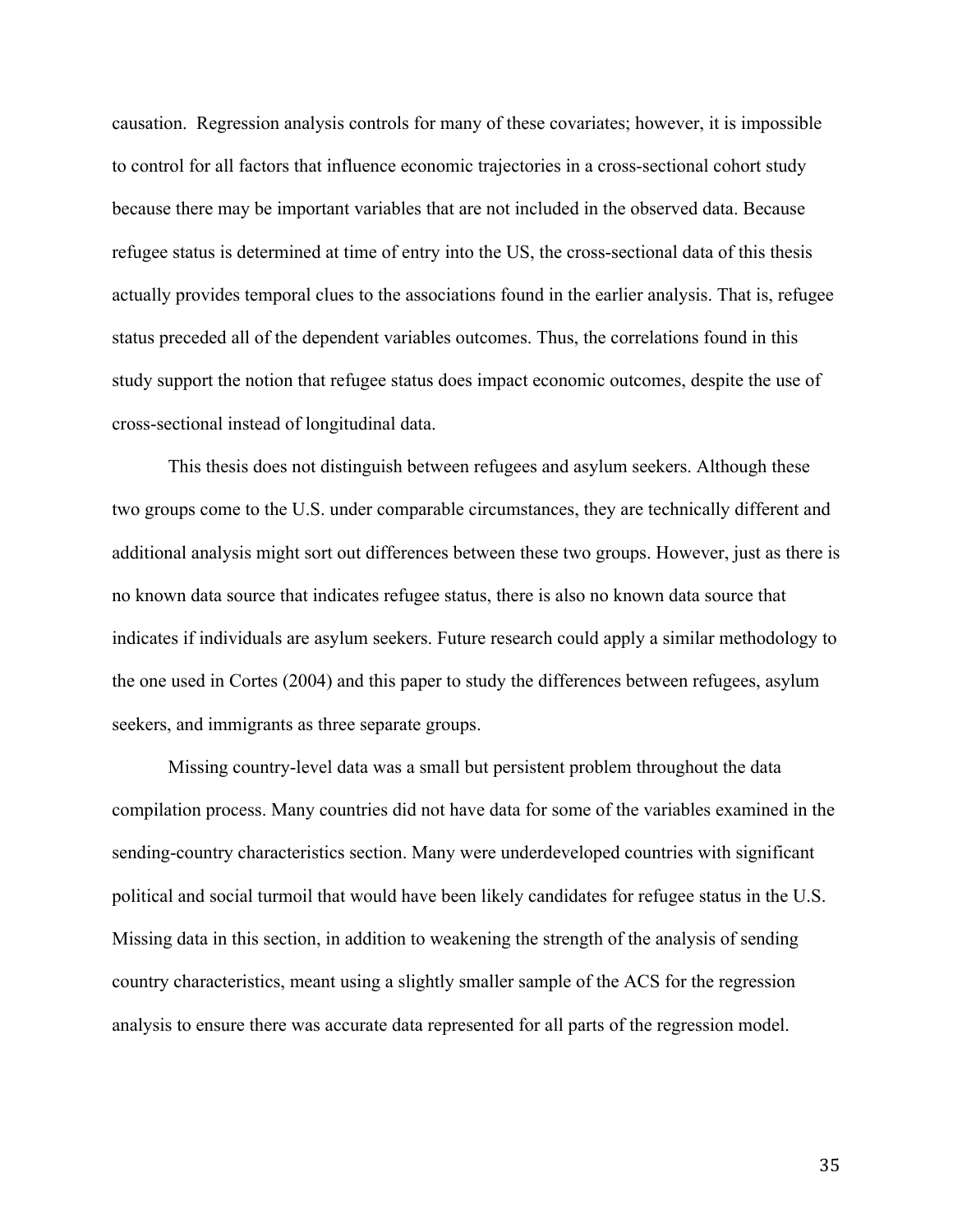causation. Regression analysis controls for many of these covariates; however, it is impossible to control for all factors that influence economic trajectories in a cross-sectional cohort study because there may be important variables that are not included in the observed data. Because refugee status is determined at time of entry into the US, the cross-sectional data of this thesis actually provides temporal clues to the associations found in the earlier analysis. That is, refugee status preceded all of the dependent variables outcomes. Thus, the correlations found in this study support the notion that refugee status does impact economic outcomes, despite the use of cross-sectional instead of longitudinal data.

This thesis does not distinguish between refugees and asylum seekers. Although these two groups come to the U.S. under comparable circumstances, they are technically different and additional analysis might sort out differences between these two groups. However, just as there is no known data source that indicates refugee status, there is also no known data source that indicates if individuals are asylum seekers. Future research could apply a similar methodology to the one used in Cortes (2004) and this paper to study the differences between refugees, asylum seekers, and immigrants as three separate groups.

Missing country-level data was a small but persistent problem throughout the data compilation process. Many countries did not have data for some of the variables examined in the sending-country characteristics section. Many were underdeveloped countries with significant political and social turmoil that would have been likely candidates for refugee status in the U.S. Missing data in this section, in addition to weakening the strength of the analysis of sending country characteristics, meant using a slightly smaller sample of the ACS for the regression analysis to ensure there was accurate data represented for all parts of the regression model.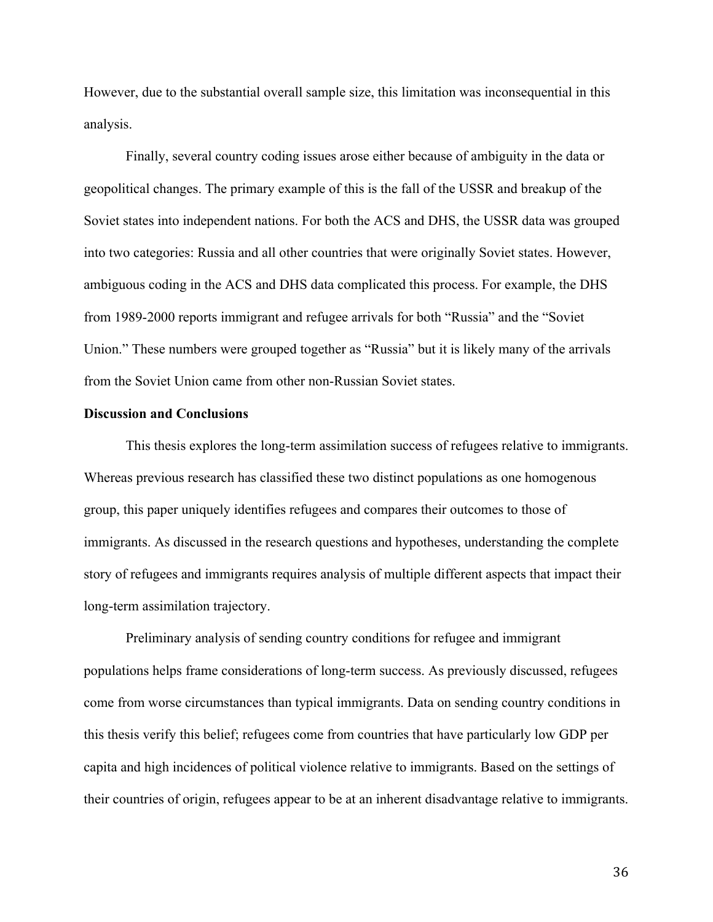However, due to the substantial overall sample size, this limitation was inconsequential in this analysis.

Finally, several country coding issues arose either because of ambiguity in the data or geopolitical changes. The primary example of this is the fall of the USSR and breakup of the Soviet states into independent nations. For both the ACS and DHS, the USSR data was grouped into two categories: Russia and all other countries that were originally Soviet states. However, ambiguous coding in the ACS and DHS data complicated this process. For example, the DHS from 1989-2000 reports immigrant and refugee arrivals for both "Russia" and the "Soviet Union." These numbers were grouped together as "Russia" but it is likely many of the arrivals from the Soviet Union came from other non-Russian Soviet states.

**Discussion and Conclusions**

This thesis explores the long-term assimilation success of refugees relative to immigrants. Whereas previous research has classified these two distinct populations as one homogenous group, this paper uniquely identifies refugees and compares their outcomes to those of immigrants. As discussed in the research questions and hypotheses, understanding the complete story of refugees and immigrants requires analysis of multiple different aspects that impact their long-term assimilation trajectory.

Preliminary analysis of sending country conditions for refugee and immigrant populations helps frame considerations of long-term success. As previously discussed, refugees come from worse circumstances than typical immigrants. Data on sending country conditions in this thesis verify this belief; refugees come from countries that have particularly low GDP per capita and high incidences of political violence relative to immigrants. Based on the settings of their countries of origin, refugees appear to be at an inherent disadvantage relative to immigrants.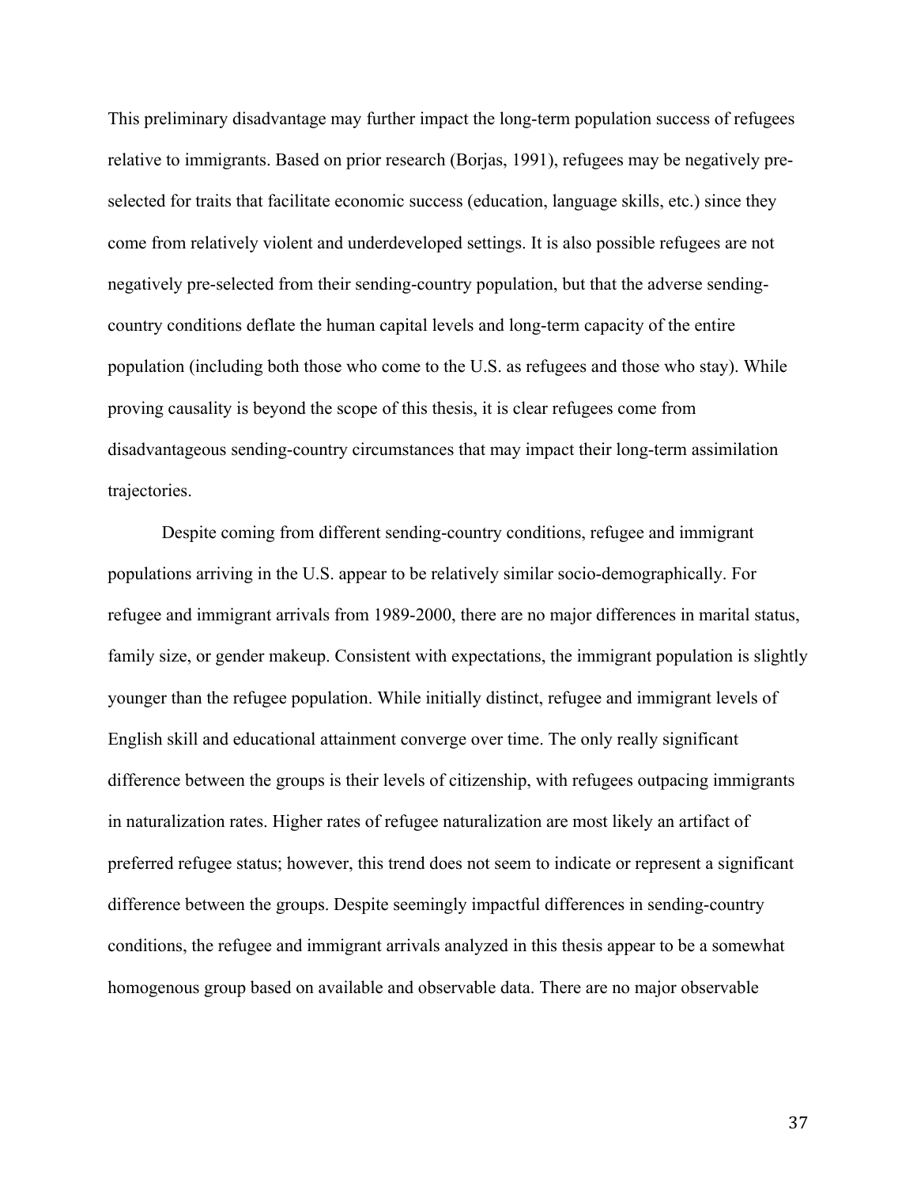This preliminary disadvantage may further impact the long-term population success of refugees relative to immigrants. Based on prior research (Borjas, 1991), refugees may be negatively pre-selected for traits that facilitate economic success (education, language skills, etc.) since they come from relatively violent and underdeveloped settings. It is also possible refugees are not negatively pre-selected from their sending-country population, but that the adverse sending-country conditions deflate the human capital levels and long-term capacity of the entire population (including both those who come to the U.S. as refugees and those who stay). While proving causality is beyond the scope of this thesis, it is clear refugees come from disadvantageous sending-country circumstances that may impact their long-term assimilation trajectories.

Despite coming from different sending-country conditions, refugee and immigrant populations arriving in the U.S. appear to be relatively similar socio-demographically. For refugee and immigrant arrivals from 1989-2000, there are no major differences in marital status, family size, or gender makeup. Consistent with expectations, the immigrant population is slightly younger than the refugee population. While initially distinct, refugee and immigrant levels of English skill and educational attainment converge over time. The only really significant difference between the groups is their levels of citizenship, with refugees outpacing immigrants in naturalization rates. Higher rates of refugee naturalization are most likely an artifact of preferred refugee status; however, this trend does not seem to indicate or represent a significant difference between the groups. Despite seemingly impactful differences in sending-country conditions, the refugee and immigrant arrivals analyzed in this thesis appear to be a somewhat homogenous group based on available and observable data. There are no major observable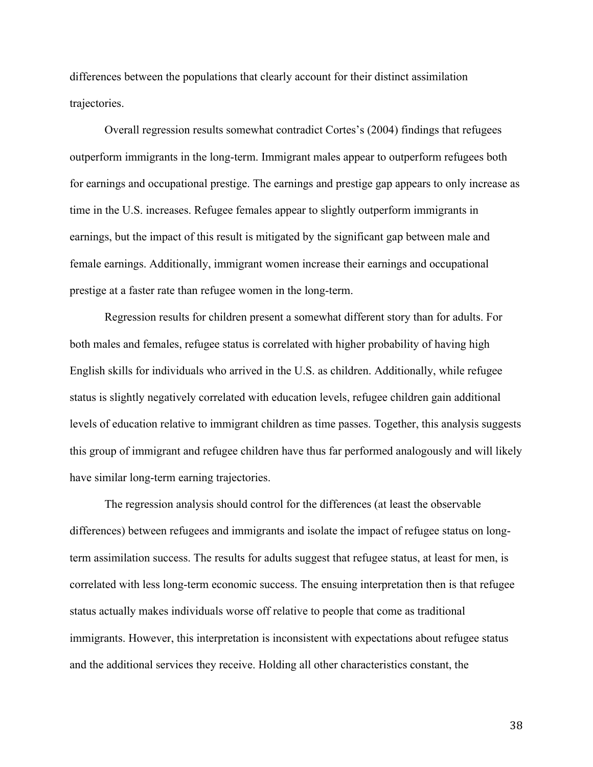differences between the populations that clearly account for their distinct assimilation trajectories.

Overall regression results somewhat contradict Cortes's (2004) findings that refugees outperform immigrants in the long-term. Immigrant males appear to outperform refugees both for earnings and occupational prestige. The earnings and prestige gap appears to only increase as time in the U.S. increases. Refugee females appear to slightly outperform immigrants in earnings, but the impact of this result is mitigated by the significant gap between male and female earnings. Additionally, immigrant women increase their earnings and occupational prestige at a faster rate than refugee women in the long-term.

Regression results for children present a somewhat different story than for adults. For both males and females, refugee status is correlated with higher probability of having high English skills for individuals who arrived in the U.S. as children. Additionally, while refugee status is slightly negatively correlated with education levels, refugee children gain additional levels of education relative to immigrant children as time passes. Together, this analysis suggests this group of immigrant and refugee children have thus far performed analogously and will likely have similar long-term earning trajectories.

The regression analysis should control for the differences (at least the observable differences) between refugees and immigrants and isolate the impact of refugee status on long-term assimilation success. The results for adults suggest that refugee status, at least for men, is correlated with less long-term economic success. The ensuing interpretation then is that refugee status actually makes individuals worse off relative to people that come as traditional immigrants. However, this interpretation is inconsistent with expectations about refugee status and the additional services they receive. Holding all other characteristics constant, the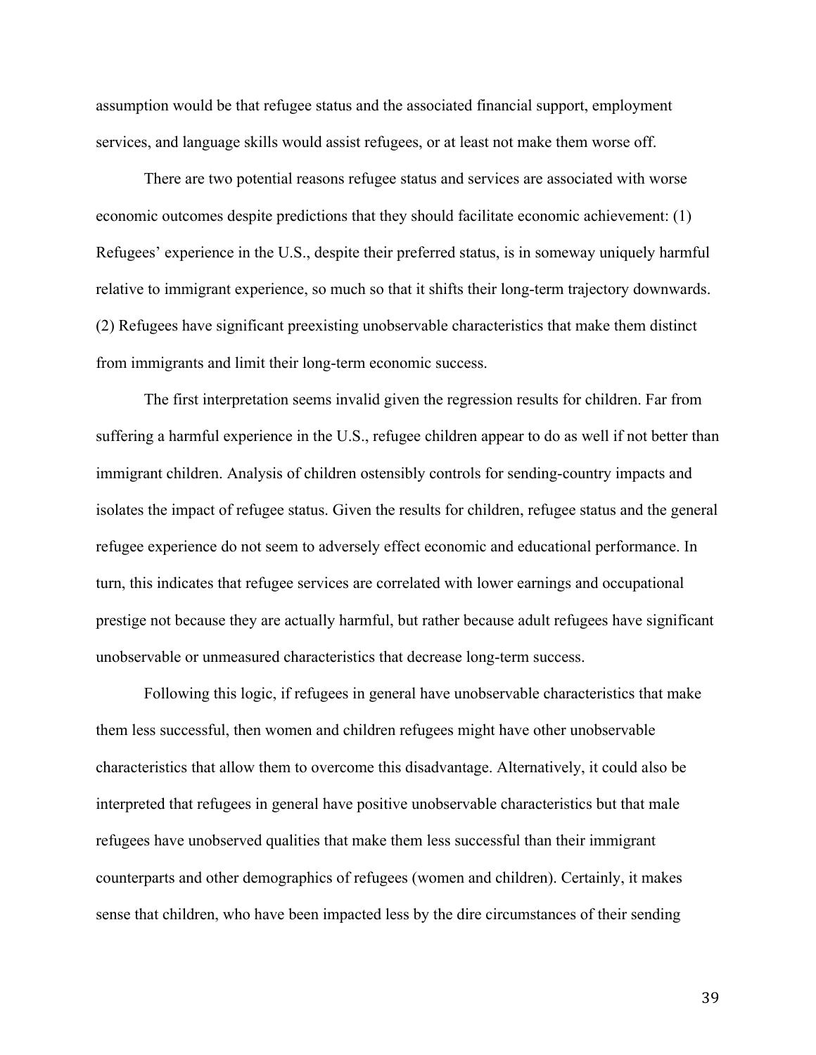assumption would be that refugee status and the associated financial support, employment services, and language skills would assist refugees, or at least not make them worse off.

There are two potential reasons refugee status and services are associated with worse economic outcomes despite predictions that they should facilitate economic achievement: (1) Refugees' experience in the U.S., despite their preferred status, is in someway uniquely harmful relative to immigrant experience, so much so that it shifts their long-term trajectory downwards. (2) Refugees have significant preexisting unobservable characteristics that make them distinct from immigrants and limit their long-term economic success.

The first interpretation seems invalid given the regression results for children. Far from suffering a harmful experience in the U.S., refugee children appear to do as well if not better than immigrant children. Analysis of children ostensibly controls for sending-country impacts and isolates the impact of refugee status. Given the results for children, refugee status and the general refugee experience do not seem to adversely effect economic and educational performance. In turn, this indicates that refugee services are correlated with lower earnings and occupational prestige not because they are actually harmful, but rather because adult refugees have significant unobservable or unmeasured characteristics that decrease long-term success.

Following this logic, if refugees in general have unobservable characteristics that make them less successful, then women and children refugees might have other unobservable characteristics that allow them to overcome this disadvantage. Alternatively, it could also be interpreted that refugees in general have positive unobservable characteristics but that male refugees have unobserved qualities that make them less successful than their immigrant counterparts and other demographics of refugees (women and children). Certainly, it makes sense that children, who have been impacted less by the dire circumstances of their sending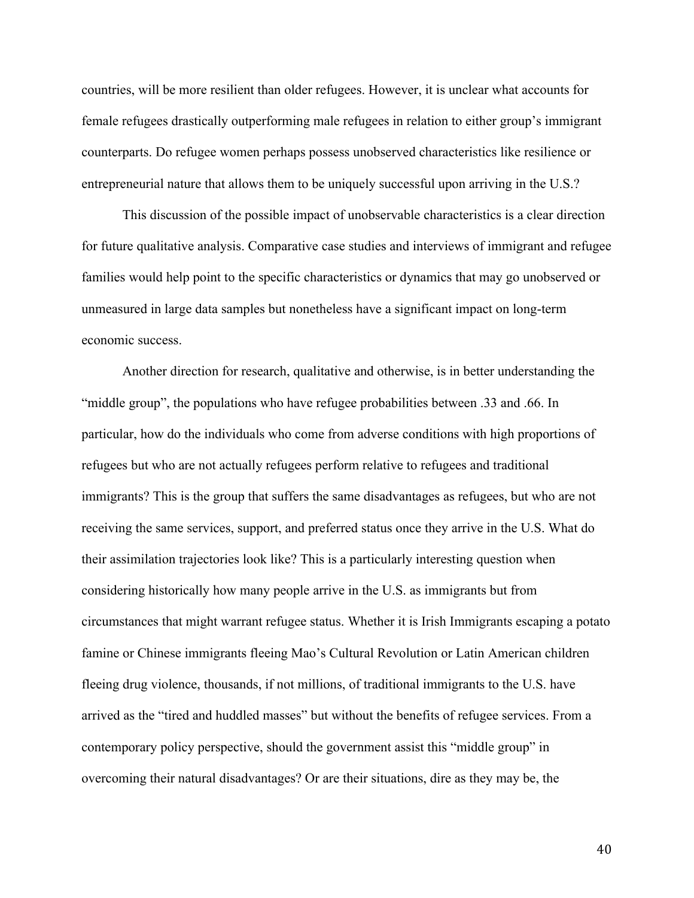countries, will be more resilient than older refugees. However, it is unclear what accounts for female refugees drastically outperforming male refugees in relation to either group's immigrant counterparts. Do refugee women perhaps possess unobserved characteristics like resilience or entrepreneurial nature that allows them to be uniquely successful upon arriving in the U.S.?

This discussion of the possible impact of unobservable characteristics is a clear direction for future qualitative analysis. Comparative case studies and interviews of immigrant and refugee families would help point to the specific characteristics or dynamics that may go unobserved or unmeasured in large data samples but nonetheless have a significant impact on long-term economic success.

Another direction for research, qualitative and otherwise, is in better understanding the "middle group", the populations who have refugee probabilities between .33 and .66. In particular, how do the individuals who come from adverse conditions with high proportions of refugees but who are not actually refugees perform relative to refugees and traditional immigrants? This is the group that suffers the same disadvantages as refugees, but who are not receiving the same services, support, and preferred status once they arrive in the U.S. What do their assimilation trajectories look like? This is a particularly interesting question when considering historically how many people arrive in the U.S. as immigrants but from circumstances that might warrant refugee status. Whether it is Irish Immigrants escaping a potato famine or Chinese immigrants fleeing Mao's Cultural Revolution or Latin American children fleeing drug violence, thousands, if not millions, of traditional immigrants to the U.S. have arrived as the "tired and huddled masses" but without the benefits of refugee services. From a contemporary policy perspective, should the government assist this "middle group" in overcoming their natural disadvantages? Or are their situations, dire as they may be, the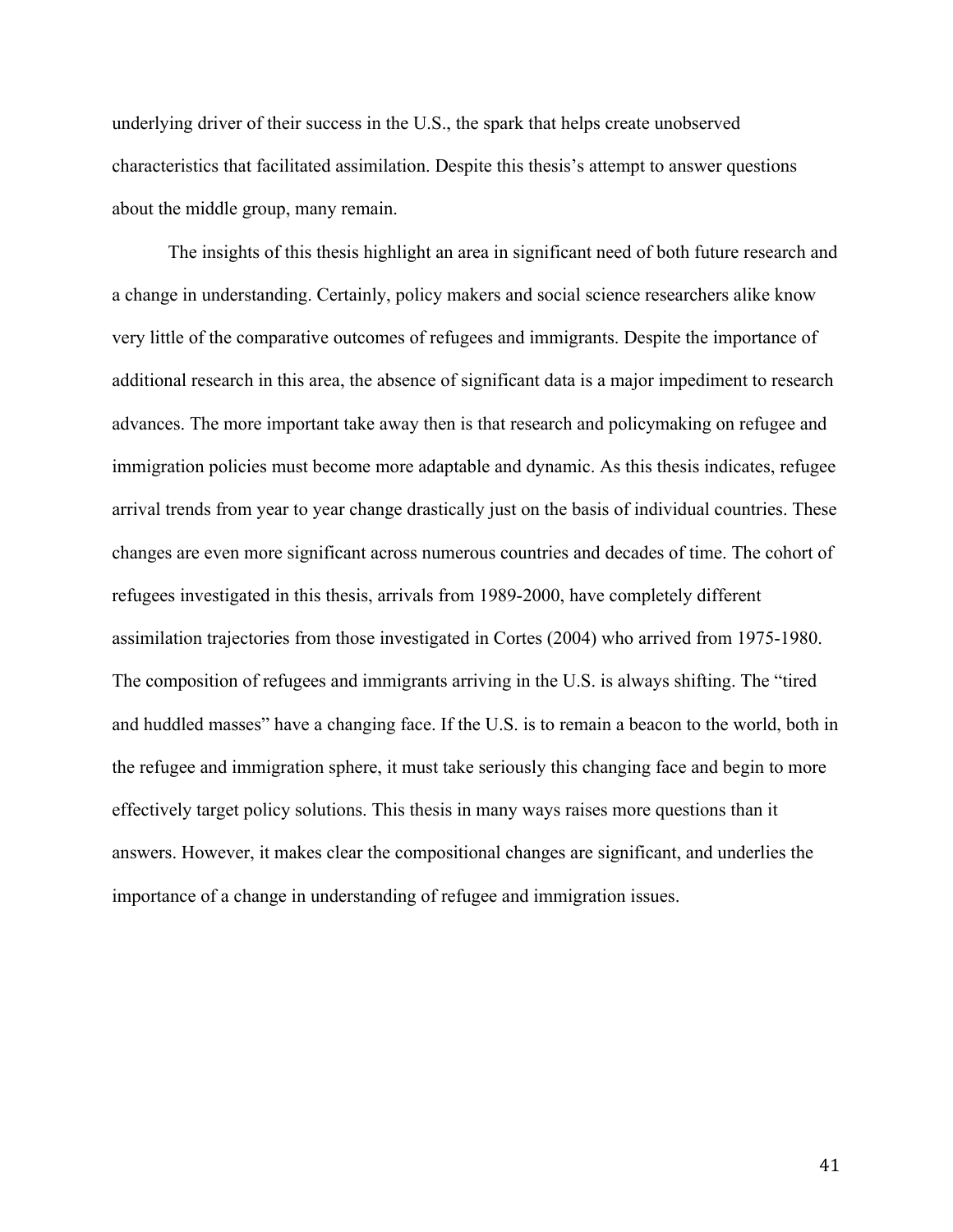underlying driver of their success in the U.S., the spark that helps create unobserved characteristics that facilitated assimilation. Despite this thesis's attempt to answer questions about the middle group, many remain.

The insights of this thesis highlight an area in significant need of both future research and a change in understanding. Certainly, policy makers and social science researchers alike know very little of the comparative outcomes of refugees and immigrants. Despite the importance of additional research in this area, the absence of significant data is a major impediment to research advances. The more important take away then is that research and policymaking on refugee and immigration policies must become more adaptable and dynamic. As this thesis indicates, refugee arrival trends from year to year change drastically just on the basis of individual countries. These changes are even more significant across numerous countries and decades of time. The cohort of refugees investigated in this thesis, arrivals from 1989-2000, have completely different assimilation trajectories from those investigated in Cortes (2004) who arrived from 1975-1980. The composition of refugees and immigrants arriving in the U.S. is always shifting. The "tired and huddled masses" have a changing face. If the U.S. is to remain a beacon to the world, both in the refugee and immigration sphere, it must take seriously this changing face and begin to more effectively target policy solutions. This thesis in many ways raises more questions than it answers. However, it makes clear the compositional changes are significant, and underlies the importance of a change in understanding of refugee and immigration issues.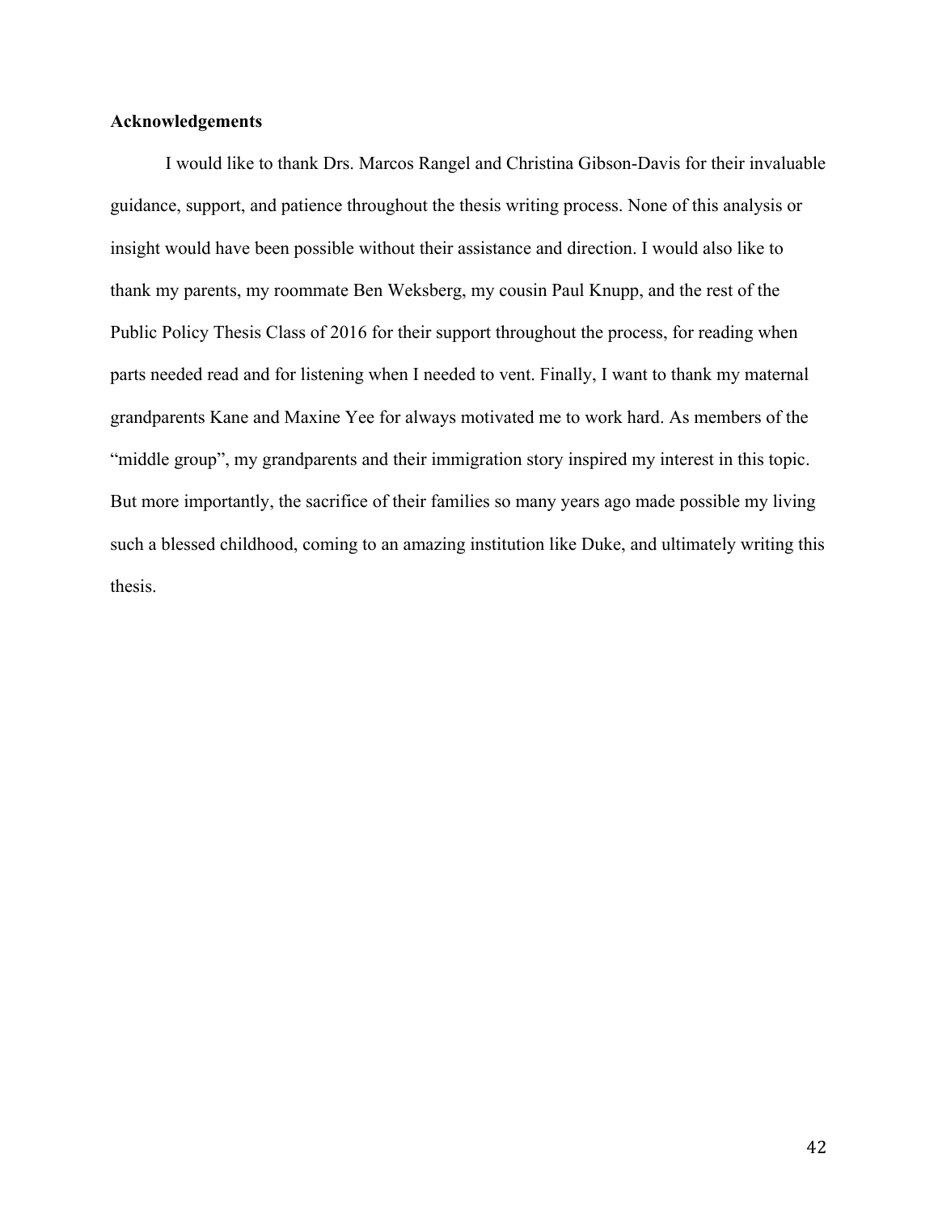**Acknowledgements**

I would like to thank Drs. Marcos Rangel and Christina Gibson-Davis for their invaluable guidance, support, and patience throughout the thesis writing process. None of this analysis or insight would have been possible without their assistance and direction. I would also like to thank my parents, my roommate Ben Weksberg, my cousin Paul Knupp, and the rest of the Public Policy Thesis Class of 2016 for their support throughout the process, for reading when parts needed read and for listening when I needed to vent. Finally, I want to thank my maternal grandparents Kane and Maxine Yee for always motivated me to work hard. As members of the "middle group", my grandparents and their immigration story inspired my interest in this topic. But more importantly, the sacrifice of their families so many years ago made possible my living such a blessed childhood, coming to an amazing institution like Duke, and ultimately writing this thesis.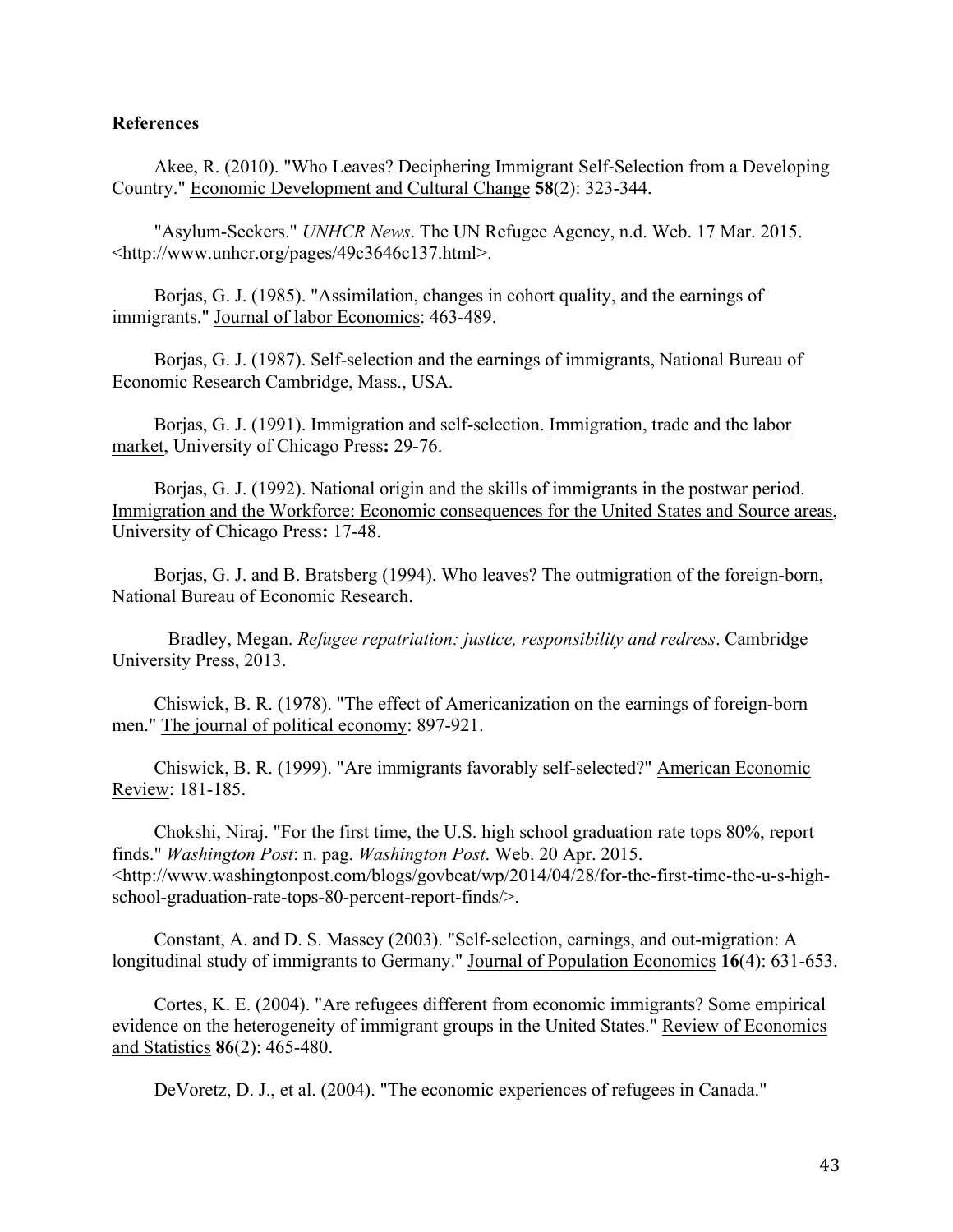**References**

Akee, R. (2010). "Who Leaves? Deciphering Immigrant Self-Selection from a Developing Country." Economic Development and Cultural Change **58**(2): 323-344.

"Asylum-Seekers." *UNHCR News*. The UN Refugee Agency, n.d. Web. 17 Mar. 2015. <http://www.unhcr.org/pages/49c3646c137.html>.

Borjas, G. J. (1985). "Assimilation, changes in cohort quality, and the earnings of immigrants." Journal of labor Economics: 463-489.

Borjas, G. J. (1987). Self-selection and the earnings of immigrants, National Bureau of Economic Research Cambridge, Mass., USA.

Borjas, G. J. (1991). Immigration and self-selection. Immigration, trade and the labor market, University of Chicago Press**:** 29-76.

Borjas, G. J. (1992). National origin and the skills of immigrants in the postwar period. Immigration and the Workforce: Economic consequences for the United States and Source areas, University of Chicago Press**:** 17-48.

Borjas, G. J. and B. Bratsberg (1994). Who leaves? The outmigration of the foreign-born, National Bureau of Economic Research.

Bradley, Megan. *Refugee repatriation: justice, responsibility and redress*. Cambridge University Press, 2013.

Chiswick, B. R. (1978). "The effect of Americanization on the earnings of foreign-born men." The journal of political economy: 897-921.

Chiswick, B. R. (1999). "Are immigrants favorably self-selected?" American Economic Review: 181-185.

Chokshi, Niraj. "For the first time, the U.S. high school graduation rate tops 80%, report finds." *Washington Post*: n. pag. *Washington Post*. Web. 20 Apr. 2015. <http://www.washingtonpost.com/blogs/govbeat/wp/2014/04/28/for-the-first-time-the-u-s-high-school-graduation-rate-tops-80-percent-report-finds/>.

Constant, A. and D. S. Massey (2003). "Self-selection, earnings, and out-migration: A longitudinal study of immigrants to Germany." Journal of Population Economics **16**(4): 631-653.

Cortes, K. E. (2004). "Are refugees different from economic immigrants? Some empirical evidence on the heterogeneity of immigrant groups in the United States." Review of Economics and Statistics **86**(2): 465-480.

DeVoretz, D. J., et al. (2004). "The economic experiences of refugees in Canada."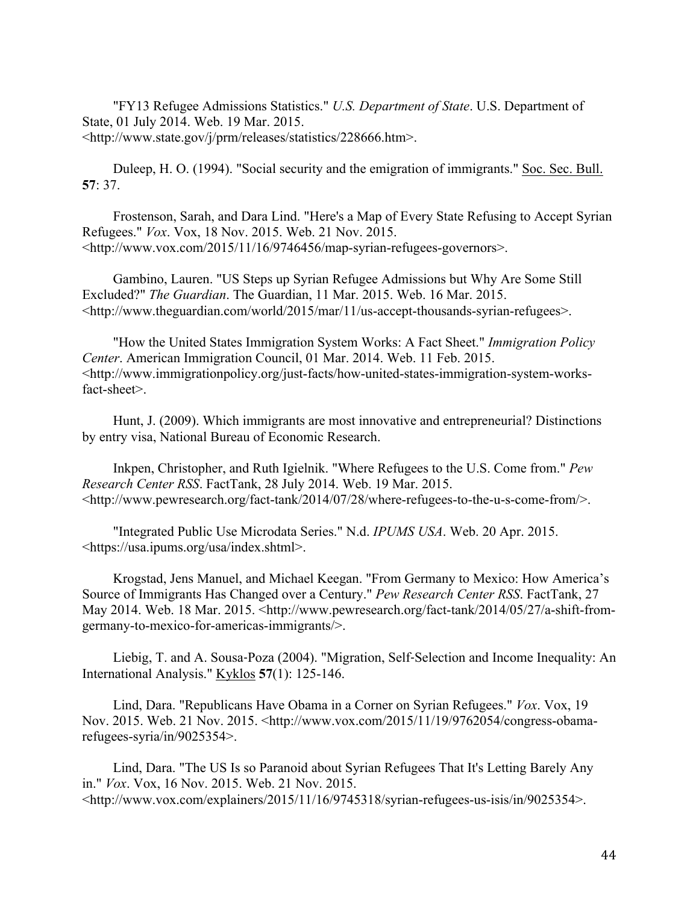"FY13 Refugee Admissions Statistics." *U.S. Department of State*. U.S. Department of State, 01 July 2014. Web. 19 Mar. 2015. <http://www.state.gov/j/prm/releases/statistics/228666.htm>.

Duleep, H. O. (1994). "Social security and the emigration of immigrants." Soc. Sec. Bull. **57**: 37.

Frostenson, Sarah, and Dara Lind. "Here's a Map of Every State Refusing to Accept Syrian Refugees." *Vox*. Vox, 18 Nov. 2015. Web. 21 Nov. 2015. <http://www.vox.com/2015/11/16/9746456/map-syrian-refugees-governors>.

Gambino, Lauren. "US Steps up Syrian Refugee Admissions but Why Are Some Still Excluded?" *The Guardian*. The Guardian, 11 Mar. 2015. Web. 16 Mar. 2015. <http://www.theguardian.com/world/2015/mar/11/us-accept-thousands-syrian-refugees>.

"How the United States Immigration System Works: A Fact Sheet." *Immigration Policy Center*. American Immigration Council, 01 Mar. 2014. Web. 11 Feb. 2015. <http://www.immigrationpolicy.org/just-facts/how-united-states-immigration-system-works-fact-sheet>.

Hunt, J. (2009). Which immigrants are most innovative and entrepreneurial? Distinctions by entry visa, National Bureau of Economic Research.

Inkpen, Christopher, and Ruth Igielnik. "Where Refugees to the U.S. Come from." *Pew Research Center RSS*. FactTank, 28 July 2014. Web. 19 Mar. 2015. <http://www.pewresearch.org/fact-tank/2014/07/28/where-refugees-to-the-u-s-come-from/>.

"Integrated Public Use Microdata Series." N.d. *IPUMS USA*. Web. 20 Apr. 2015. <https://usa.ipums.org/usa/index.shtml>.

Krogstad, Jens Manuel, and Michael Keegan. "From Germany to Mexico: How America's Source of Immigrants Has Changed over a Century." *Pew Research Center RSS*. FactTank, 27 May 2014. Web. 18 Mar. 2015. <http://www.pewresearch.org/fact-tank/2014/05/27/a-shift-from-germany-to-mexico-for-americas-immigrants/>.

Liebig, T. and A. Sousa-Poza (2004). "Migration, Self-Selection and Income Inequality: An International Analysis." Kyklos **57**(1): 125-146.

Lind, Dara. "Republicans Have Obama in a Corner on Syrian Refugees." *Vox*. Vox, 19 Nov. 2015. Web. 21 Nov. 2015. <http://www.vox.com/2015/11/19/9762054/congress-obama-refugees-syria/in/9025354>.

Lind, Dara. "The US Is so Paranoid about Syrian Refugees That It's Letting Barely Any in." *Vox*. Vox, 16 Nov. 2015. Web. 21 Nov. 2015. <http://www.vox.com/explainers/2015/11/16/9745318/syrian-refugees-us-isis/in/9025354>.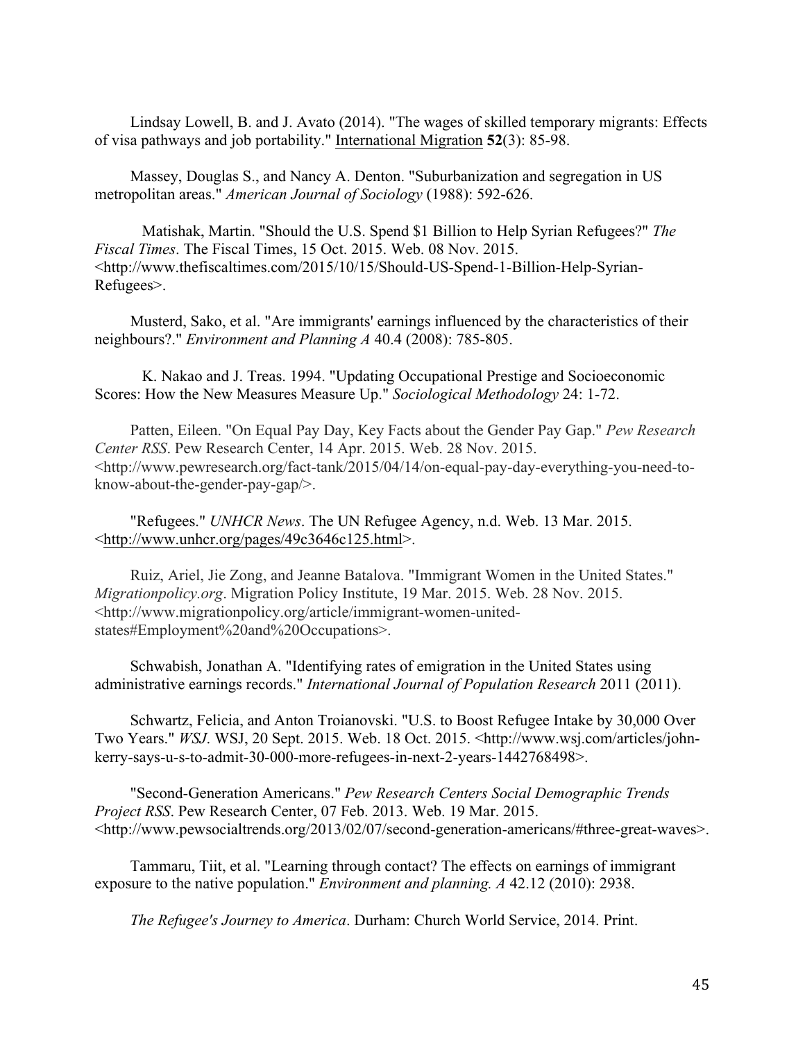Lindsay Lowell, B. and J. Avato (2014). "The wages of skilled temporary migrants: Effects of visa pathways and job portability." International Migration **52**(3): 85-98.

Massey, Douglas S., and Nancy A. Denton. "Suburbanization and segregation in US metropolitan areas." *American Journal of Sociology* (1988): 592-626.

Matishak, Martin. "Should the U.S. Spend $1 Billion to Help Syrian Refugees?" *The Fiscal Times*. The Fiscal Times, 15 Oct. 2015. Web. 08 Nov. 2015. <http://www.thefiscaltimes.com/2015/10/15/Should-US-Spend-1-Billion-Help-Syrian-Refugees>.

Musterd, Sako, et al. "Are immigrants' earnings influenced by the characteristics of their neighbours?." *Environment and Planning A* 40.4 (2008): 785-805.

K. Nakao and J. Treas. 1994. "Updating Occupational Prestige and Socioeconomic Scores: How the New Measures Measure Up." *Sociological Methodology* 24: 1-72.

Patten, Eileen. "On Equal Pay Day, Key Facts about the Gender Pay Gap." *Pew Research Center RSS*. Pew Research Center, 14 Apr. 2015. Web. 28 Nov. 2015. <http://www.pewresearch.org/fact-tank/2015/04/14/on-equal-pay-day-everything-you-need-to-know-about-the-gender-pay-gap/>.

"Refugees." *UNHCR News*. The UN Refugee Agency, n.d. Web. 13 Mar. 2015. <http://www.unhcr.org/pages/49c3646c125.html>.

Ruiz, Ariel, Jie Zong, and Jeanne Batalova. "Immigrant Women in the United States." *Migrationpolicy.org*. Migration Policy Institute, 19 Mar. 2015. Web. 28 Nov. 2015. <http://www.migrationpolicy.org/article/immigrant-women-united-states#Employment%20and%20Occupations>.

Schwabish, Jonathan A. "Identifying rates of emigration in the United States using administrative earnings records." *International Journal of Population Research* 2011 (2011).

Schwartz, Felicia, and Anton Troianovski. "U.S. to Boost Refugee Intake by 30,000 Over Two Years." *WSJ*. WSJ, 20 Sept. 2015. Web. 18 Oct. 2015. <http://www.wsj.com/articles/john-kerry-says-u-s-to-admit-30-000-more-refugees-in-next-2-years-1442768498>.

"Second-Generation Americans." *Pew Research Centers Social Demographic Trends Project RSS*. Pew Research Center, 07 Feb. 2013. Web. 19 Mar. 2015. <http://www.pewsocialtrends.org/2013/02/07/second-generation-americans/#three-great-waves>.

Tammaru, Tiit, et al. "Learning through contact? The effects on earnings of immigrant exposure to the native population." *Environment and planning. A* 42.12 (2010): 2938.

*The Refugee's Journey to America*. Durham: Church World Service, 2014. Print.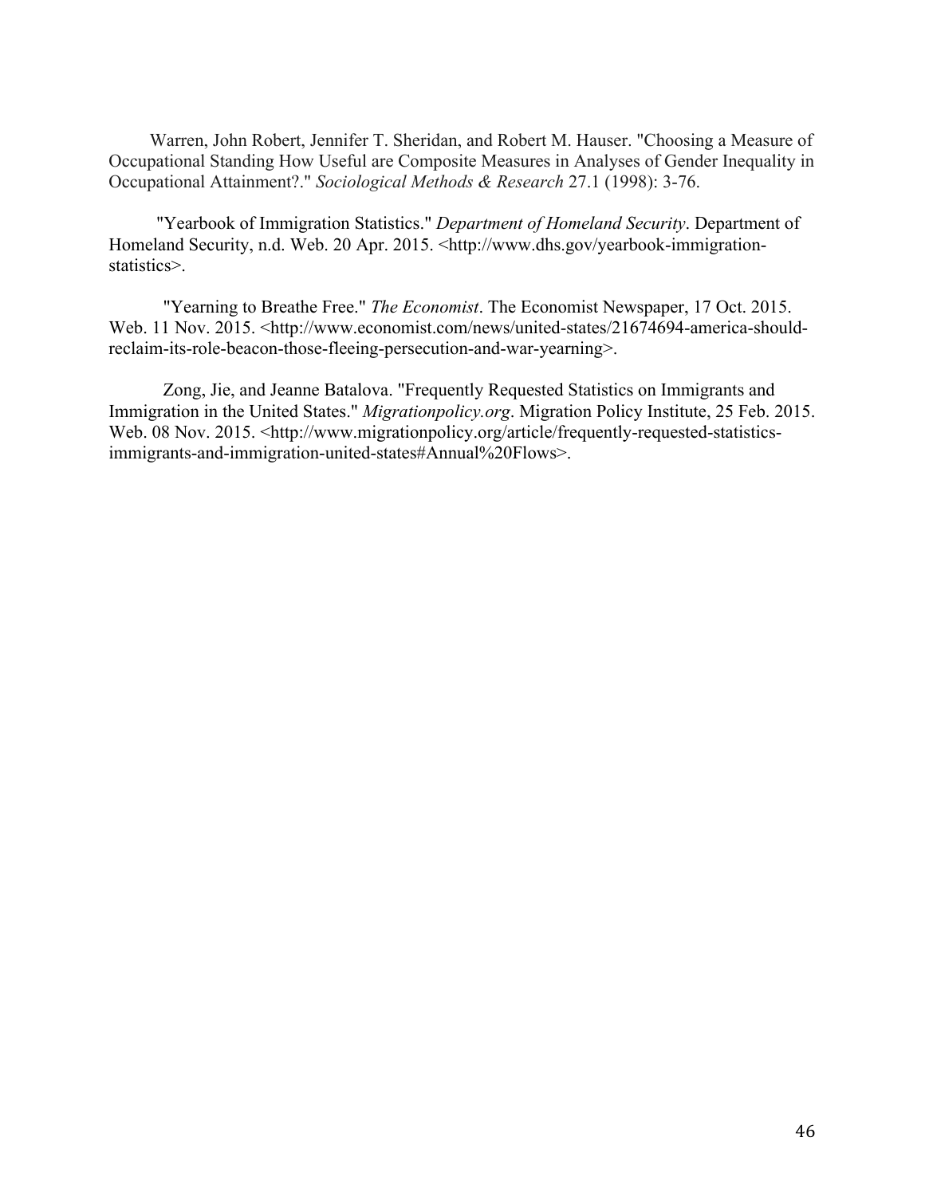Warren, John Robert, Jennifer T. Sheridan, and Robert M. Hauser. "Choosing a Measure of Occupational Standing How Useful are Composite Measures in Analyses of Gender Inequality in Occupational Attainment?." *Sociological Methods & Research* 27.1 (1998): 3-76.

"Yearbook of Immigration Statistics." *Department of Homeland Security*. Department of Homeland Security, n.d. Web. 20 Apr. 2015. <http://www.dhs.gov/yearbook-immigration-statistics>.

"Yearning to Breathe Free." *The Economist*. The Economist Newspaper, 17 Oct. 2015. Web. 11 Nov. 2015. <http://www.economist.com/news/united-states/21674694-america-should-reclaim-its-role-beacon-those-fleeing-persecution-and-war-yearning>.

Zong, Jie, and Jeanne Batalova. "Frequently Requested Statistics on Immigrants and Immigration in the United States." *Migrationpolicy.org*. Migration Policy Institute, 25 Feb. 2015. Web. 08 Nov. 2015. <http://www.migrationpolicy.org/article/frequently-requested-statistics-immigrants-and-immigration-united-states#Annual%20Flows>.